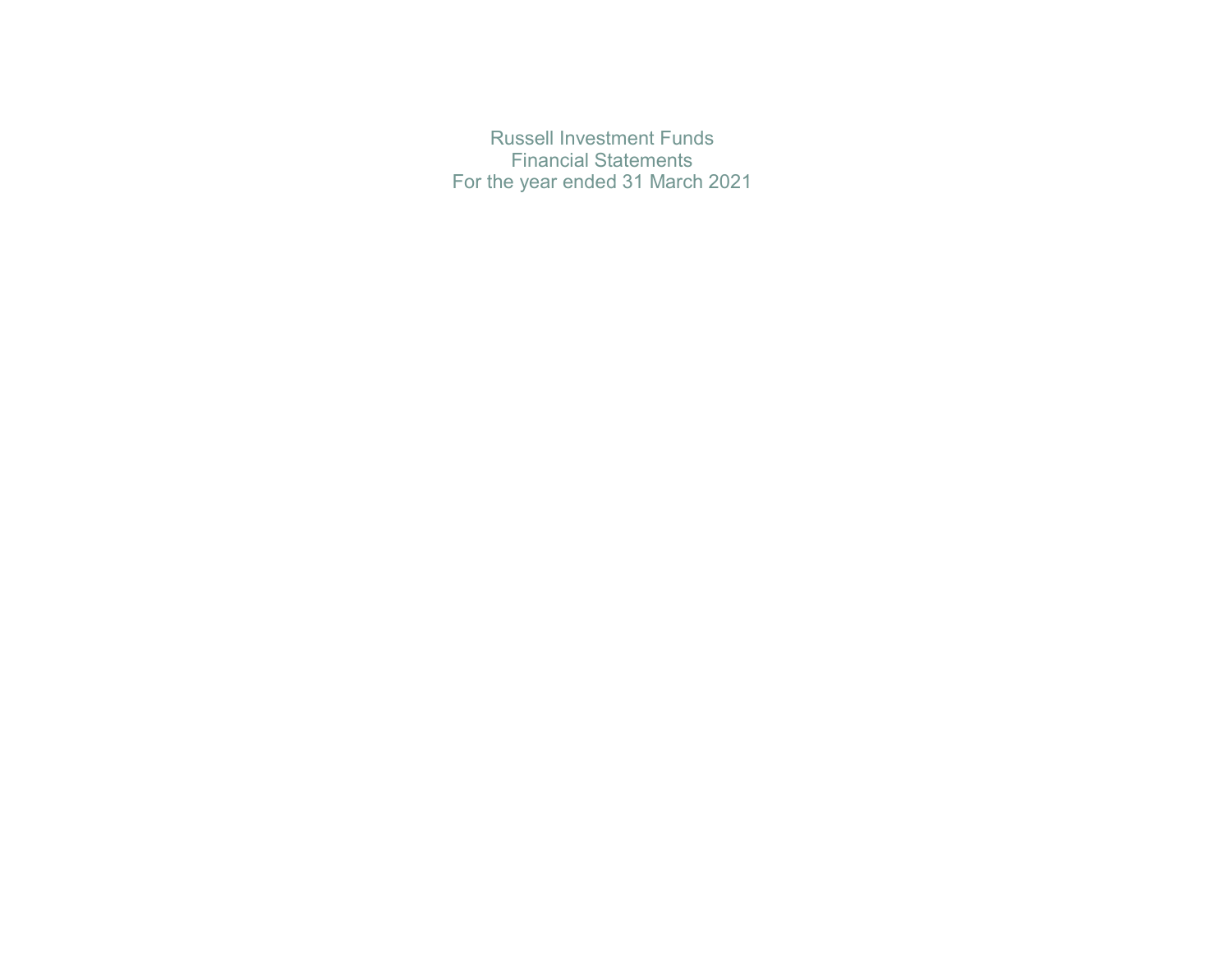# Russell Investment Funds

## Financial Statements

## For the year ended 31 March 2021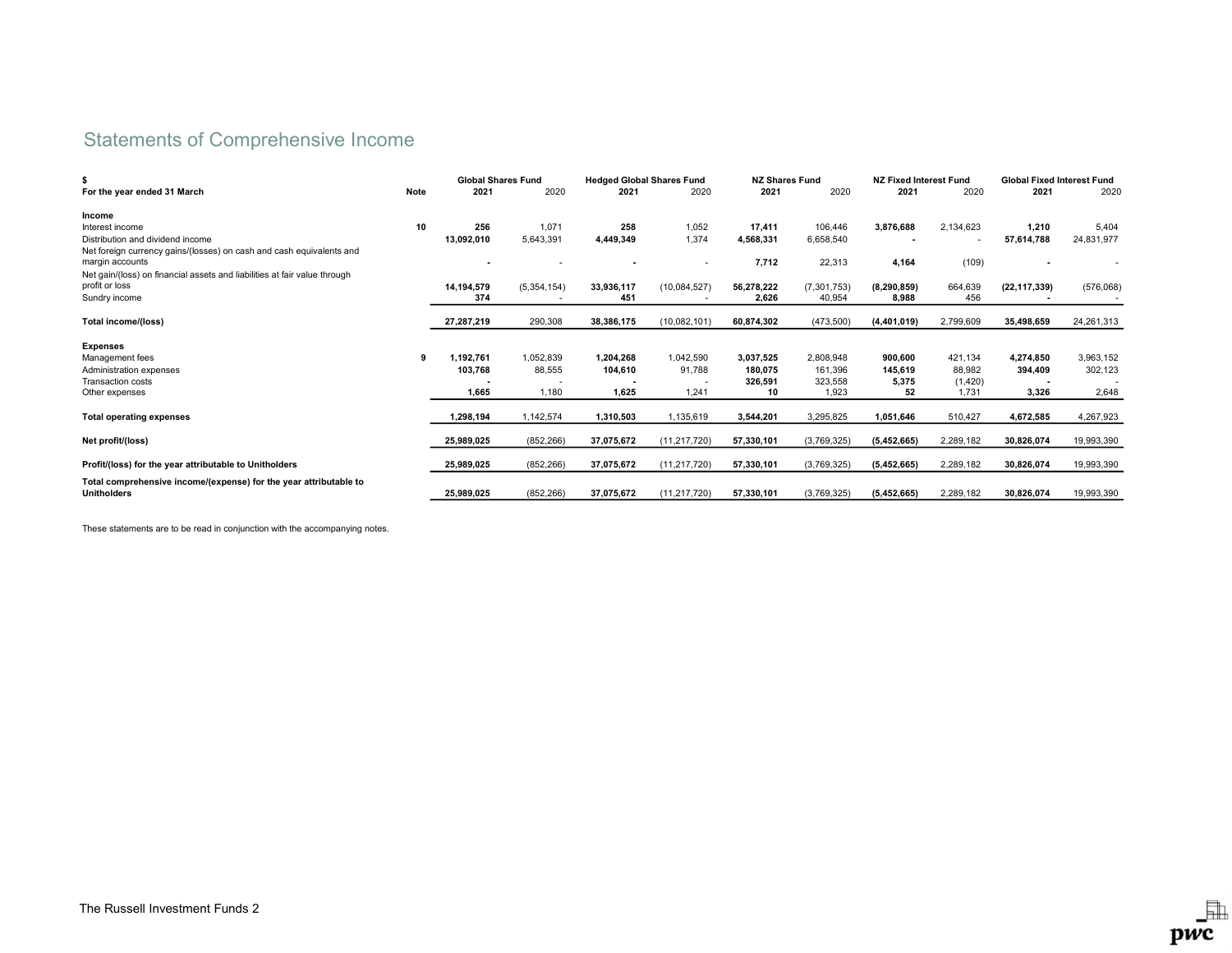# Statements of Comprehensive Income

| $ | | Global Shares Fund | | Hedged Global Shares Fund | | NZ Shares Fund | | NZ Fixed Interest Fund | | Global Fixed Interest Fund | |
|---|---|---|---|---|---|---|---|---|---|---|---|
| **For the year ended 31 March** | **Note** | **2021** | 2020 | **2021** | 2020 | **2021** | 2020 | **2021** | 2020 | **2021** | 2020 |
| **Income** | | | | | | | | | | | |
| Interest income | **10** | **256** | 1,071 | **258** | 1,052 | **17,411** | 106,446 | **3,876,688** | 2,134,623 | **1,210** | 5,404 |
| Distribution and dividend income | | **13,092,010** | 5,643,391 | **4,449,349** | 1,374 | **4,568,331** | 6,658,540 | **-** | - | **57,614,788** | 24,831,977 |
| Net foreign currency gains/(losses) on cash and cash equivalents and margin accounts | | **-** | - | **-** | - | **7,712** | 22,313 | **4,164** | (109) | **-** | - |
| Net gain/(loss) on financial assets and liabilities at fair value through profit or loss | | **14,194,579** | (5,354,154) | **33,936,117** | (10,084,527) | **56,278,222** | (7,301,753) | **(8,290,859)** | 664,639 | **(22,117,339)** | (576,068) |
| Sundry income | | **374** | - | **451** | - | **2,626** | 40,954 | **8,988** | 456 | **-** | - |
| **Total income/(loss)** | | **27,287,219** | 290,308 | **38,386,175** | (10,082,101) | **60,874,302** | (473,500) | **(4,401,019)** | 2,799,609 | **35,498,659** | 24,261,313 |
| **Expenses** | | | | | | | | | | | |
| Management fees | **9** | **1,192,761** | 1,052,839 | **1,204,268** | 1,042,590 | **3,037,525** | 2,808,948 | **900,600** | 421,134 | **4,274,850** | 3,963,152 |
| Administration expenses | | **103,768** | 88,555 | **104,610** | 91,788 | **180,075** | 161,396 | **145,619** | 88,982 | **394,409** | 302,123 |
| Transaction costs | | **-** | - | **-** | - | **326,591** | 323,558 | **5,375** | (1,420) | **-** | - |
| Other expenses | | **1,665** | 1,180 | **1,625** | 1,241 | **10** | 1,923 | **52** | 1,731 | **3,326** | 2,648 |
| **Total operating expenses** | | **1,298,194** | 1,142,574 | **1,310,503** | 1,135,619 | **3,544,201** | 3,295,825 | **1,051,646** | 510,427 | **4,672,585** | 4,267,923 |
| **Net profit/(loss)** | | **25,989,025** | (852,266) | **37,075,672** | (11,217,720) | **57,330,101** | (3,769,325) | **(5,452,665)** | 2,289,182 | **30,826,074** | 19,993,390 |
| **Profit/(loss) for the year attributable to Unitholders** | | **25,989,025** | (852,266) | **37,075,672** | (11,217,720) | **57,330,101** | (3,769,325) | **(5,452,665)** | 2,289,182 | **30,826,074** | 19,993,390 |
| **Total comprehensive income/(expense) for the year attributable to Unitholders** | | **25,989,025** | (852,266) | **37,075,672** | (11,217,720) | **57,330,101** | (3,769,325) | **(5,452,665)** | 2,289,182 | **30,826,074** | 19,993,390 |

These statements are to be read in conjunction with the accompanying notes.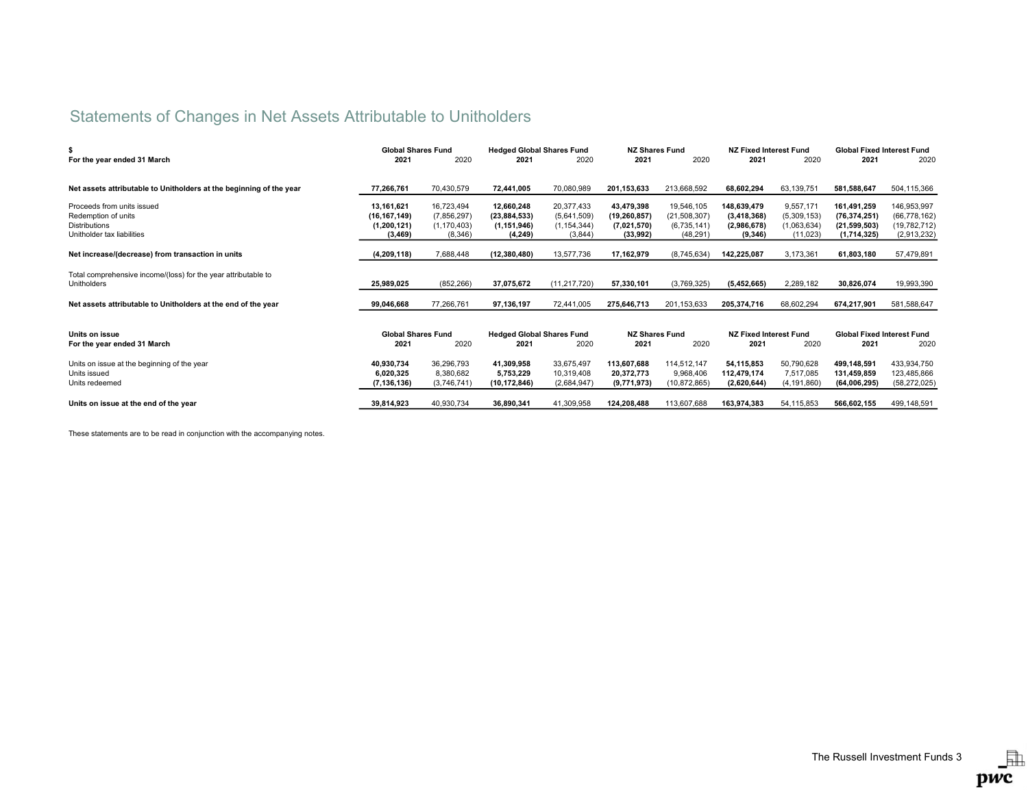# Statements of Changes in Net Assets Attributable to Unitholders

| $ For the year ended 31 March | Global Shares Fund 2021 | Global Shares Fund 2020 | Hedged Global Shares Fund 2021 | Hedged Global Shares Fund 2020 | NZ Shares Fund 2021 | NZ Shares Fund 2020 | NZ Fixed Interest Fund 2021 | NZ Fixed Interest Fund 2020 | Global Fixed Interest Fund 2021 | Global Fixed Interest Fund 2020 |
|---|---|---|---|---|---|---|---|---|---|---|
| **Net assets attributable to Unitholders at the beginning of the year** | **77,266,761** | 70,430,579 | **72,441,005** | 70,080,989 | **201,153,633** | 213,668,592 | **68,602,294** | 63,139,751 | **581,588,647** | 504,115,366 |
| Proceeds from units issued | **13,161,621** | 16,723,494 | **12,660,248** | 20,377,433 | **43,479,398** | 19,546,105 | **148,639,479** | 9,557,171 | **161,491,259** | 146,953,997 |
| Redemption of units | **(16,167,149)** | (7,856,297) | **(23,884,533)** | (5,641,509) | **(19,260,857)** | (21,508,307) | **(3,418,368)** | (5,309,153) | **(76,374,251)** | (66,778,162) |
| Distributions | **(1,200,121)** | (1,170,403) | **(1,151,946)** | (1,154,344) | **(7,021,570)** | (6,735,141) | **(2,986,678)** | (1,063,634) | **(21,599,503)** | (19,782,712) |
| Unitholder tax liabilities | **(3,469)** | (8,346) | **(4,249)** | (3,844) | **(33,992)** | (48,291) | **(9,346)** | (11,023) | **(1,714,325)** | (2,913,232) |
| **Net increase/(decrease) from transaction in units** | **(4,209,118)** | 7,688,448 | **(12,380,480)** | 13,577,736 | **17,162,979** | (8,745,634) | **142,225,087** | 3,173,361 | **61,803,180** | 57,479,891 |
| Total comprehensive income/(loss) for the year attributable to Unitholders | **25,989,025** | (852,266) | **37,075,672** | (11,217,720) | **57,330,101** | (3,769,325) | **(5,452,665)** | 2,289,182 | **30,826,074** | 19,993,390 |
| **Net assets attributable to Unitholders at the end of the year** | **99,046,668** | 77,266,761 | **97,136,197** | 72,441,005 | **275,646,713** | 201,153,633 | **205,374,716** | 68,602,294 | **674,217,901** | 581,588,647 |

| Units on issue For the year ended 31 March | Global Shares Fund 2021 | Global Shares Fund 2020 | Hedged Global Shares Fund 2021 | Hedged Global Shares Fund 2020 | NZ Shares Fund 2021 | NZ Shares Fund 2020 | NZ Fixed Interest Fund 2021 | NZ Fixed Interest Fund 2020 | Global Fixed Interest Fund 2021 | Global Fixed Interest Fund 2020 |
|---|---|---|---|---|---|---|---|---|---|---|
| Units on issue at the beginning of the year | **40,930,734** | 36,296,793 | **41,309,958** | 33,675,497 | **113,607,688** | 114,512,147 | **54,115,853** | 50,790,628 | **499,148,591** | 433,934,750 |
| Units issued | **6,020,325** | 8,380,682 | **5,753,229** | 10,319,408 | **20,372,773** | 9,968,406 | **112,479,174** | 7,517,085 | **131,459,859** | 123,485,866 |
| Units redeemed | **(7,136,136)** | (3,746,741) | **(10,172,846)** | (2,684,947) | **(9,771,973)** | (10,872,865) | **(2,620,644)** | (4,191,860) | **(64,006,295)** | (58,272,025) |
| **Units on issue at the end of the year** | **39,814,923** | 40,930,734 | **36,890,341** | 41,309,958 | **124,208,488** | 113,607,688 | **163,974,383** | 54,115,853 | **566,602,155** | 499,148,591 |

These statements are to be read in conjunction with the accompanying notes.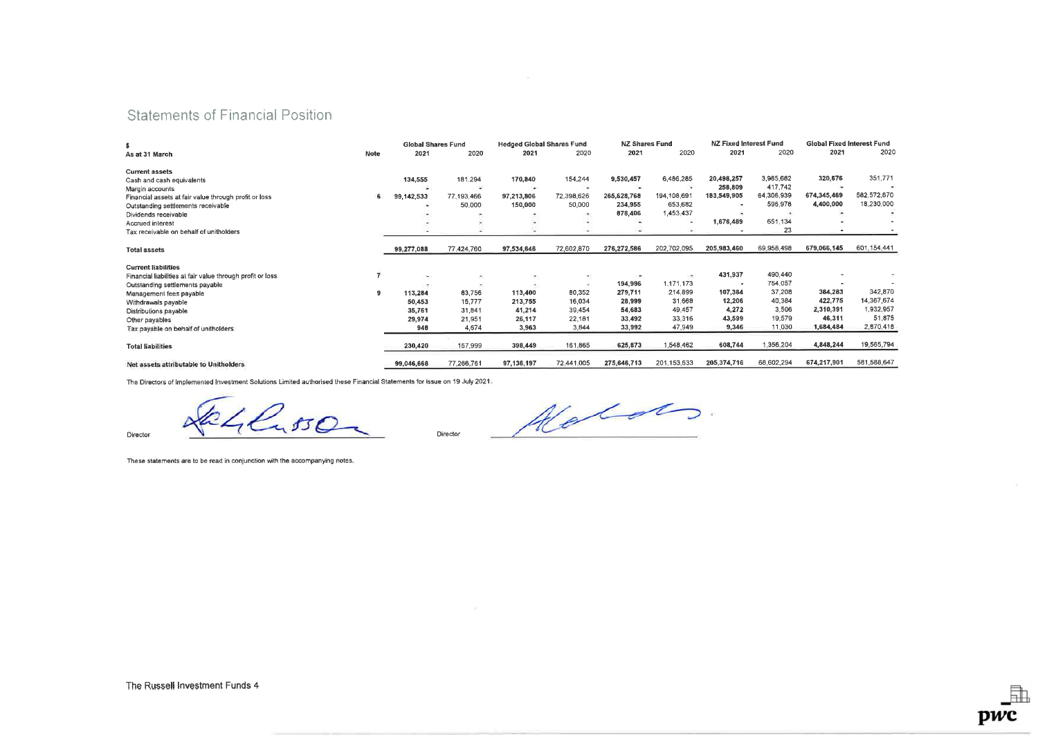# Statements of Financial Position

| $ | | Global Shares Fund | | Hedged Global Shares Fund | | NZ Shares Fund | | NZ Fixed Interest Fund | | Global Fixed Interest Fund | |
|---|---|---|---|---|---|---|---|---|---|---|---|
| As at 31 March | Note | 2021 | 2020 | 2021 | 2020 | 2021 | 2020 | 2021 | 2020 | 2021 | 2020 |
| **Current assets** | | | | | | | | | | | |
| Cash and cash equivalents | | 134,555 | 181,294 | 170,840 | 154,244 | 9,530,457 | 6,486,285 | 20,496,257 | 3,985,682 | 320,676 | 351,771 |
| Margin accounts | | - | - | - | - | - | - | 258,809 | 417,742 | - | - |
| Financial assets at fair value through profit or loss | 6 | 99,142,533 | 77,193,466 | 97,213,806 | 72,398,626 | 265,628,768 | 194,108,691 | 183,549,905 | 64,306,939 | 674,345,469 | 582,572,670 |
| Outstanding settlements receivable | | - | 50,000 | 150,000 | 50,000 | 234,955 | 653,682 | - | 595,978 | 4,400,000 | 18,230,000 |
| Dividends receivable | | - | - | - | - | 878,406 | 1,453,437 | - | - | - | - |
| Accrued interest | | - | - | - | - | - | - | 1,678,489 | 651,134 | - | - |
| Tax receivable on behalf of unitholders | | - | - | - | - | - | - | - | 23 | - | - |
| **Total assets** | | 99,277,088 | 77,424,760 | 97,534,646 | 72,602,870 | 276,272,586 | 202,702,095 | 205,983,460 | 69,958,498 | 679,066,145 | 601,154,441 |
| **Current liabilities** | | | | | | | | | | | |
| Financial liabilities at fair value through profit or loss | 7 | - | - | - | - | - | - | 431,937 | 490,440 | - | - |
| Outstanding settlements payable | | - | - | - | - | 194,996 | 1,171,173 | - | 754,057 | - | - |
| Management fees payable | 9 | 113,284 | 83,756 | 113,400 | 80,352 | 279,711 | 214,899 | 107,384 | 37,208 | 384,283 | 342,870 |
| Withdrawals payable | | 50,453 | 15,777 | 213,755 | 16,034 | 28,999 | 31,668 | 12,206 | 40,384 | 422,775 | 14,367,674 |
| Distributions payable | | 35,761 | 31,841 | 41,214 | 39,454 | 54,683 | 49,457 | 4,272 | 3,506 | 2,310,391 | 1,932,957 |
| Other payables | | 29,974 | 21,951 | 26,117 | 22,181 | 33,492 | 33,316 | 43,599 | 19,579 | 46,311 | 51,875 |
| Tax payable on behalf of unitholders | | 948 | 4,674 | 3,963 | 3,844 | 33,992 | 47,949 | 9,346 | 11,030 | 1,684,484 | 2,870,418 |
| **Total liabilities** | | 230,420 | 157,999 | 398,449 | 161,865 | 625,873 | 1,548,462 | 608,744 | 1,356,204 | 4,848,244 | 19,565,794 |
| **Net assets attributable to Unitholders** | | 99,046,668 | 77,266,761 | 97,136,197 | 72,441,005 | 275,646,713 | 201,153,633 | 205,374,716 | 68,602,294 | 674,217,901 | 581,588,647 |

The Directors of Implemented Investment Solutions Limited authorised these Financial Statements for issue on 19 July 2021.

Director ______________________ Director ______________________

These statements are to be read in conjunction with the accompanying notes.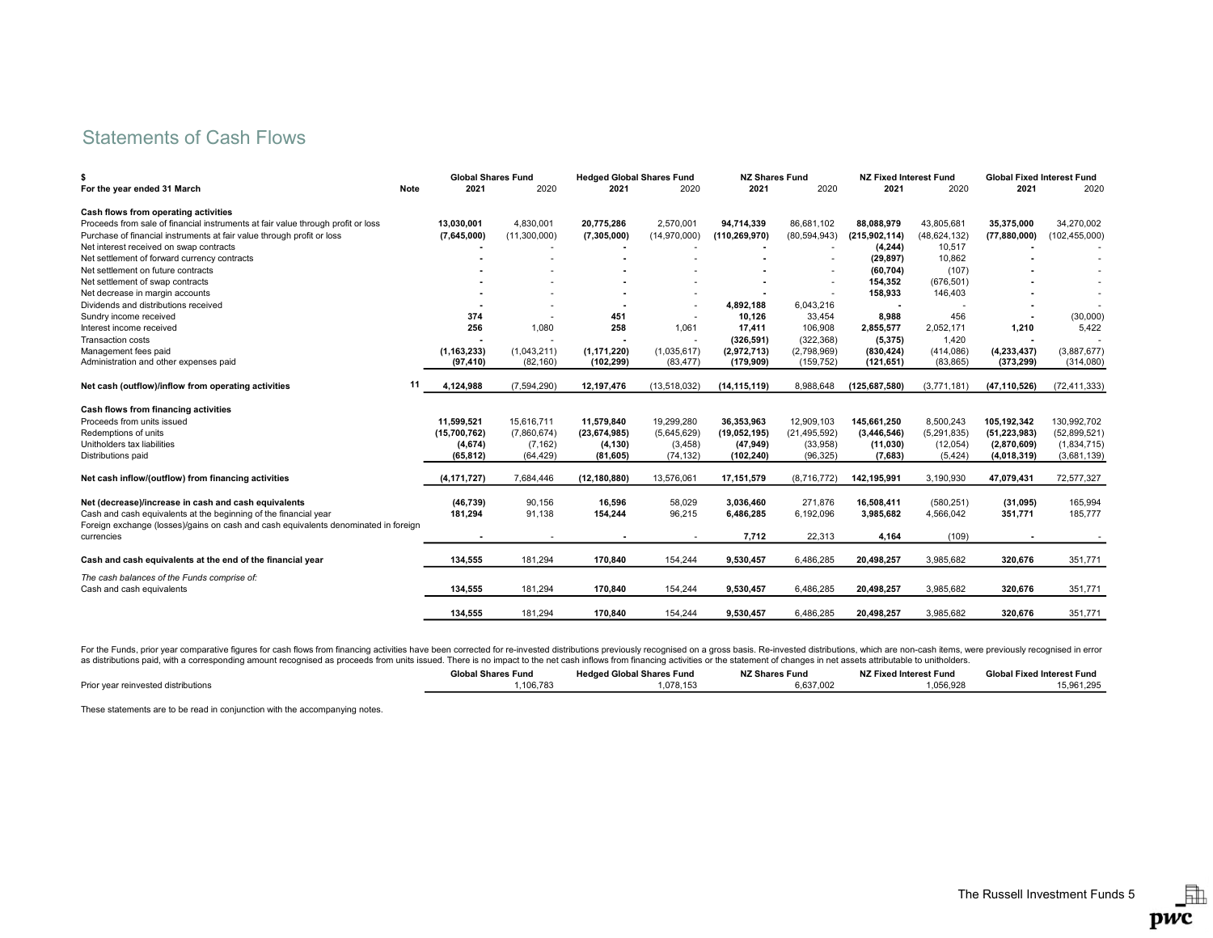# Statements of Cash Flows

| $ | | Global Shares Fund | | Hedged Global Shares Fund | | NZ Shares Fund | | NZ Fixed Interest Fund | | Global Fixed Interest Fund | |
|---|---|---|---|---|---|---|---|---|---|---|---|
| For the year ended 31 March | Note | 2021 | 2020 | 2021 | 2020 | 2021 | 2020 | 2021 | 2020 | 2021 | 2020 |
| **Cash flows from operating activities** | | | | | | | | | | | |
| Proceeds from sale of financial instruments at fair value through profit or loss | | **13,030,001** | 4,830,001 | **20,775,286** | 2,570,001 | **94,714,339** | 86,681,102 | **88,088,979** | 43,805,681 | **35,375,000** | 34,270,002 |
| Purchase of financial instruments at fair value through profit or loss | | **(7,645,000)** | (11,300,000) | **(7,305,000)** | (14,970,000) | **(110,269,970)** | (80,594,943) | **(215,902,114)** | (48,624,132) | **(77,880,000)** | (102,455,000) |
| Net interest received on swap contracts | | **-** | - | **-** | - | **-** | - | **(4,244)** | 10,517 | **-** | - |
| Net settlement of forward currency contracts | | **-** | - | **-** | - | **-** | - | **(29,897)** | 10,862 | **-** | - |
| Net settlement on future contracts | | **-** | - | **-** | - | **-** | - | **(60,704)** | (107) | **-** | - |
| Net settlement of swap contracts | | **-** | - | **-** | - | **-** | - | **154,352** | (676,501) | **-** | - |
| Net decrease in margin accounts | | **-** | - | **-** | - | **-** | - | **158,933** | 146,403 | **-** | - |
| Dividends and distributions received | | **-** | - | **-** | - | **4,892,188** | 6,043,216 | **-** | - | **-** | - |
| Sundry income received | | **374** | - | **451** | - | **10,126** | 33,454 | **8,988** | 456 | **-** | (30,000) |
| Interest income received | | **256** | 1,080 | **258** | 1,061 | **17,411** | 106,908 | **2,855,577** | 2,052,171 | **1,210** | 5,422 |
| Transaction costs | | **-** | - | **-** | - | **(326,591)** | (322,368) | **(5,375)** | 1,420 | **-** | - |
| Management fees paid | | **(1,163,233)** | (1,043,211) | **(1,171,220)** | (1,035,617) | **(2,972,713)** | (2,798,969) | **(830,424)** | (414,086) | **(4,233,437)** | (3,887,677) |
| Administration and other expenses paid | | **(97,410)** | (82,160) | **(102,299)** | (83,477) | **(179,909)** | (159,752) | **(121,651)** | (83,865) | **(373,299)** | (314,080) |
| **Net cash (outflow)/inflow from operating activities** | 11 | **4,124,988** | (7,594,290) | **12,197,476** | (13,518,032) | **(14,115,119)** | 8,988,648 | **(125,687,580)** | (3,771,181) | **(47,110,526)** | (72,411,333) |
| **Cash flows from financing activities** | | | | | | | | | | | |
| Proceeds from units issued | | **11,599,521** | 15,616,711 | **11,579,840** | 19,299,280 | **36,353,963** | 12,909,103 | **145,661,250** | 8,500,243 | **105,192,342** | 130,992,702 |
| Redemptions of units | | **(15,700,762)** | (7,860,674) | **(23,674,985)** | (5,645,629) | **(19,052,195)** | (21,495,592) | **(3,446,546)** | (5,291,835) | **(51,223,983)** | (52,899,521) |
| Unitholders tax liabilities | | **(4,674)** | (7,162) | **(4,130)** | (3,458) | **(47,949)** | (33,958) | **(11,030)** | (12,054) | **(2,870,609)** | (1,834,715) |
| Distributions paid | | **(65,812)** | (64,429) | **(81,605)** | (74,132) | **(102,240)** | (96,325) | **(7,683)** | (5,424) | **(4,018,319)** | (3,681,139) |
| **Net cash inflow/(outflow) from financing activities** | | **(4,171,727)** | 7,684,446 | **(12,180,880)** | 13,576,061 | **17,151,579** | (8,716,772) | **142,195,991** | 3,190,930 | **47,079,431** | 72,577,327 |
| **Net (decrease)/increase in cash and cash equivalents** | | **(46,739)** | 90,156 | **16,596** | 58,029 | **3,036,460** | 271,876 | **16,508,411** | (580,251) | **(31,095)** | 165,994 |
| Cash and cash equivalents at the beginning of the financial year | | **181,294** | 91,138 | **154,244** | 96,215 | **6,486,285** | 6,192,096 | **3,985,682** | 4,566,042 | **351,771** | 185,777 |
| Foreign exchange (losses)/gains on cash and cash equivalents denominated in foreign currencies | | **-** | - | **-** | - | **7,712** | 22,313 | **4,164** | (109) | **-** | - |
| **Cash and cash equivalents at the end of the financial year** | | **134,555** | 181,294 | **170,840** | 154,244 | **9,530,457** | 6,486,285 | **20,498,257** | 3,985,682 | **320,676** | 351,771 |
| *The cash balances of the Funds comprise of:* | | | | | | | | | | | |
| Cash and cash equivalents | | **134,555** | 181,294 | **170,840** | 154,244 | **9,530,457** | 6,486,285 | **20,498,257** | 3,985,682 | **320,676** | 351,771 |
| | | **134,555** | 181,294 | **170,840** | 154,244 | **9,530,457** | 6,486,285 | **20,498,257** | 3,985,682 | **320,676** | 351,771 |

For the Funds, prior year comparative figures for cash flows from financing activities have been corrected for re-invested distributions previously recognised on a gross basis. Re-invested distributions, which are non-cash items, were previously recognised in error as distributions paid, with a corresponding amount recognised as proceeds from units issued. There is no impact to the net cash inflows from financing activities or the statement of changes in net assets attributable to unitholders.

| | Global Shares Fund | Hedged Global Shares Fund | NZ Shares Fund | NZ Fixed Interest Fund | Global Fixed Interest Fund |
|---|---|---|---|---|---|
| Prior year reinvested distributions | 1,106,783 | 1,078,153 | 6,637,002 | 1,056,928 | 15,961,295 |

These statements are to be read in conjunction with the accompanying notes.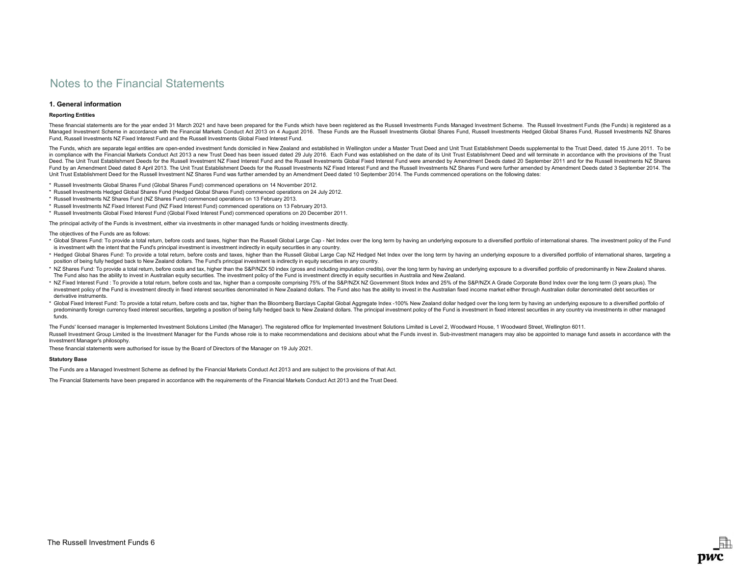# Notes to the Financial Statements

## 1. General information

### Reporting Entities

These financial statements are for the year ended 31 March 2021 and have been prepared for the Funds which have been registered as the Russell Investments Funds Managed Investment Scheme. The Russell Investment Funds (the Funds) is registered as a Managed Investment Scheme in accordance with the Financial Markets Conduct Act 2013 on 4 August 2016. These Funds are the Russell Investments Global Shares Fund, Russell Investments Hedged Global Shares Fund, Russell Investments NZ Shares Fund, Russell Investments NZ Fixed Interest Fund and the Russell Investments Global Fixed Interest Fund.

The Funds, which are separate legal entities are open-ended investment funds domiciled in New Zealand and established in Wellington under a Master Trust Deed and Unit Trust Establishment Deeds supplemental to the Trust Deed, dated 15 June 2011. To be in compliance with the Financial Markets Conduct Act 2013 a new Trust Deed has been issued dated 29 July 2016. Each Fund was established on the date of its Unit Trust Establishment Deed and will terminate in accordance with the provisions of the Trust Deed. The Unit Trust Establishment Deeds for the Russell Investment NZ Fixed Interest Fund and the Russell Investments Global Fixed Interest Fund were amended by Amendment Deeds dated 20 September 2011 and for the Russell Investments NZ Shares Fund by an Amendment Deed dated 8 April 2013. The Unit Trust Establishment Deeds for the Russell Investments NZ Fixed Interest Fund and the Russell Investments NZ Shares Fund were further amended by Amendment Deeds dated 3 September 2014. The Unit Trust Establishment Deed for the Russell Investment NZ Shares Fund was further amended by an Amendment Deed dated 10 September 2014. The Funds commenced operations on the following dates:

* Russell Investments Global Shares Fund (Global Shares Fund) commenced operations on 14 November 2012.
* Russell Investments Hedged Global Shares Fund (Hedged Global Shares Fund) commenced operations on 24 July 2012.
* Russell Investments NZ Shares Fund (NZ Shares Fund) commenced operations on 13 February 2013.
* Russell Investments NZ Fixed Interest Fund (NZ Fixed Interest Fund) commenced operations on 13 February 2013.
* Russell Investments Global Fixed Interest Fund (Global Fixed Interest Fund) commenced operations on 20 December 2011.

The principal activity of the Funds is investment, either via investments in other managed funds or holding investments directly.

The objectives of the Funds are as follows:

* Global Shares Fund: To provide a total return, before costs and taxes, higher than the Russell Global Large Cap - Net Index over the long term by having an underlying exposure to a diversified portfolio of international shares. The investment policy of the Fund is investment with the intent that the Fund's principal investment is investment indirectly in equity securities in any country.
* Hedged Global Shares Fund: To provide a total return, before costs and taxes, higher than the Russell Global Large Cap NZ Hedged Net Index over the long term by having an underlying exposure to a diversified portfolio of international shares, targeting a position of being fully hedged back to New Zealand dollars. The Fund's principal investment is indirectly in equity securities in any country.
* NZ Shares Fund: To provide a total return, before costs and tax, higher than the S&P/NZX 50 index (gross and including imputation credits), over the long term by having an underlying exposure to a diversified portfolio of predominantly in New Zealand shares. The Fund also has the ability to invest in Australian equity securities. The investment policy of the Fund is investment directly in equity securities in Australia and New Zealand.
* NZ Fixed Interest Fund : To provide a total return, before costs and tax, higher than a composite comprising 75% of the S&P/NZX NZ Government Stock Index and 25% of the S&P/NZX A Grade Corporate Bond Index over the long term (3 years plus). The investment policy of the Fund is investment directly in fixed interest securities denominated in New Zealand dollars. The Fund also has the ability to invest in the Australian fixed income market either through Australian dollar denominated debt securities or derivative instruments.
* Global Fixed Interest Fund: To provide a total return, before costs and tax, higher than the Bloomberg Barclays Capital Global Aggregate Index -100% New Zealand dollar hedged over the long term by having an underlying exposure to a diversified portfolio of predominantly foreign currency fixed interest securities, targeting a position of being fully hedged back to New Zealand dollars. The principal investment policy of the Fund is investment in fixed interest securities in any country via investments in other managed funds.

The Funds' licensed manager is Implemented Investment Solutions Limited (the Manager). The registered office for Implemented Investment Solutions Limited is Level 2, Woodward House, 1 Woodward Street, Wellington 6011.

Russell Investment Group Limited is the Investment Manager for the Funds whose role is to make recommendations and decisions about what the Funds invest in. Sub-investment managers may also be appointed to manage fund assets in accordance with the Investment Manager's philosophy.

These financial statements were authorised for issue by the Board of Directors of the Manager on 19 July 2021.

### Statutory Base

The Funds are a Managed Investment Scheme as defined by the Financial Markets Conduct Act 2013 and are subject to the provisions of that Act.

The Financial Statements have been prepared in accordance with the requirements of the Financial Markets Conduct Act 2013 and the Trust Deed.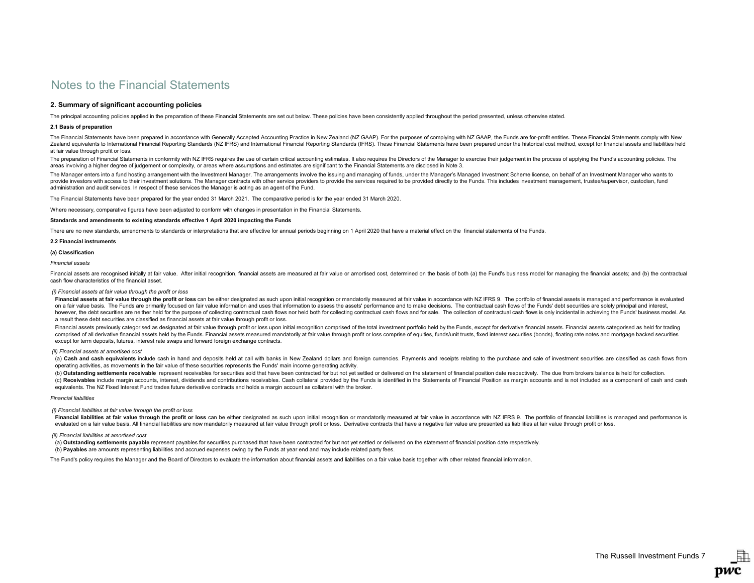# Notes to the Financial Statements

## 2. Summary of significant accounting policies

The principal accounting policies applied in the preparation of these Financial Statements are set out below. These policies have been consistently applied throughout the period presented, unless otherwise stated.

### 2.1 Basis of preparation

The Financial Statements have been prepared in accordance with Generally Accepted Accounting Practice in New Zealand (NZ GAAP). For the purposes of complying with NZ GAAP, the Funds are for-profit entities. These Financial Statements comply with New Zealand equivalents to International Financial Reporting Standards (NZ IFRS) and International Financial Reporting Standards (IFRS). These Financial Statements have been prepared under the historical cost method, except for financial assets and liabilities held at fair value through profit or loss.

The preparation of Financial Statements in conformity with NZ IFRS requires the use of certain critical accounting estimates. It also requires the Directors of the Manager to exercise their judgement in the process of applying the Fund's accounting policies. The areas involving a higher degree of judgement or complexity, or areas where assumptions and estimates are significant to the Financial Statements are disclosed in Note 3.

The Manager enters into a fund hosting arrangement with the Investment Manager. The arrangements involve the issuing and managing of funds, under the Manager's Managed Investment Scheme license, on behalf of an Investment Manager who wants to provide investors with access to their investment solutions. The Manager contracts with other service providers to provide the services required to be provided directly to the Funds. This includes investment management, trustee/supervisor, custodian, fund administration and audit services. In respect of these services the Manager is acting as an agent of the Fund.

The Financial Statements have been prepared for the year ended 31 March 2021. The comparative period is for the year ended 31 March 2020.

Where necessary, comparative figures have been adjusted to conform with changes in presentation in the Financial Statements.

**Standards and amendments to existing standards effective 1 April 2020 impacting the Funds**

There are no new standards, amendments to standards or interpretations that are effective for annual periods beginning on 1 April 2020 that have a material effect on the financial statements of the Funds.

### 2.2 Financial instruments

**(a) Classification**

*Financial assets*

Financial assets are recognised initially at fair value. After initial recognition, financial assets are measured at fair value or amortised cost, determined on the basis of both (a) the Fund's business model for managing the financial assets; and (b) the contractual cash flow characteristics of the financial asset.

*(i) Financial assets at fair value through the profit or loss*

**Financial assets at fair value through the profit or loss** can be either designated as such upon initial recognition or mandatorily measured at fair value in accordance with NZ IFRS 9. The portfolio of financial assets is managed and performance is evaluated on a fair value basis. The Funds are primarily focused on fair value information and uses that information to assess the assets' performance and to make decisions. The contractual cash flows of the Funds' debt securities are solely principal and interest, however, the debt securities are neither held for the purpose of collecting contractual cash flows nor held both for collecting contractual cash flows and for sale. The collection of contractual cash flows is only incidental in achieving the Funds' business model. As a result these debt securities are classified as financial assets at fair value through profit or loss.

Financial assets previously categorised as designated at fair value through profit or loss upon initial recognition comprised of the total investment portfolio held by the Funds, except for derivative financial assets. Financial assets categorised as held for trading comprised of all derivative financial assets held by the Funds. Financial assets measured mandatorily at fair value through profit or loss comprise of equities, funds/unit trusts, fixed interest securities (bonds), floating rate notes and mortgage backed securities except for term deposits, futures, interest rate swaps and forward foreign exchange contracts.

*(ii) Financial assets at amortised cost*

(a) **Cash and cash equivalents** include cash in hand and deposits held at call with banks in New Zealand dollars and foreign currencies. Payments and receipts relating to the purchase and sale of investment securities are classified as cash flows from operating activities, as movements in the fair value of these securities represents the Funds' main income generating activity.

(b) **Outstanding settlements receivable** represent receivables for securities sold that have been contracted for but not yet settled or delivered on the statement of financial position date respectively. The due from brokers balance is held for collection.

(c) **Receivables** include margin accounts, interest, dividends and contributions receivables. Cash collateral provided by the Funds is identified in the Statements of Financial Position as margin accounts and is not included as a component of cash and cash equivalents. The NZ Fixed Interest Fund trades future derivative contracts and holds a margin account as collateral with the broker.

*Financial liabilities*

*(i) Financial liabilities at fair value through the profit or loss*

**Financial liabilities at fair value through the profit or loss** can be either designated as such upon initial recognition or mandatorily measured at fair value in accordance with NZ IFRS 9. The portfolio of financial liabilities is managed and performance is evaluated on a fair value basis. All financial liabilities are now mandatorily measured at fair value through profit or loss. Derivative contracts that have a negative fair value are presented as liabilities at fair value through profit or loss.

*(ii) Financial liabilities at amortised cost*

(a) **Outstanding settlements payable** represent payables for securities purchased that have been contracted for but not yet settled or delivered on the statement of financial position date respectively.

(b) **Payables** are amounts representing liabilities and accrued expenses owing by the Funds at year end and may include related party fees.

The Fund's policy requires the Manager and the Board of Directors to evaluate the information about financial assets and liabilities on a fair value basis together with other related financial information.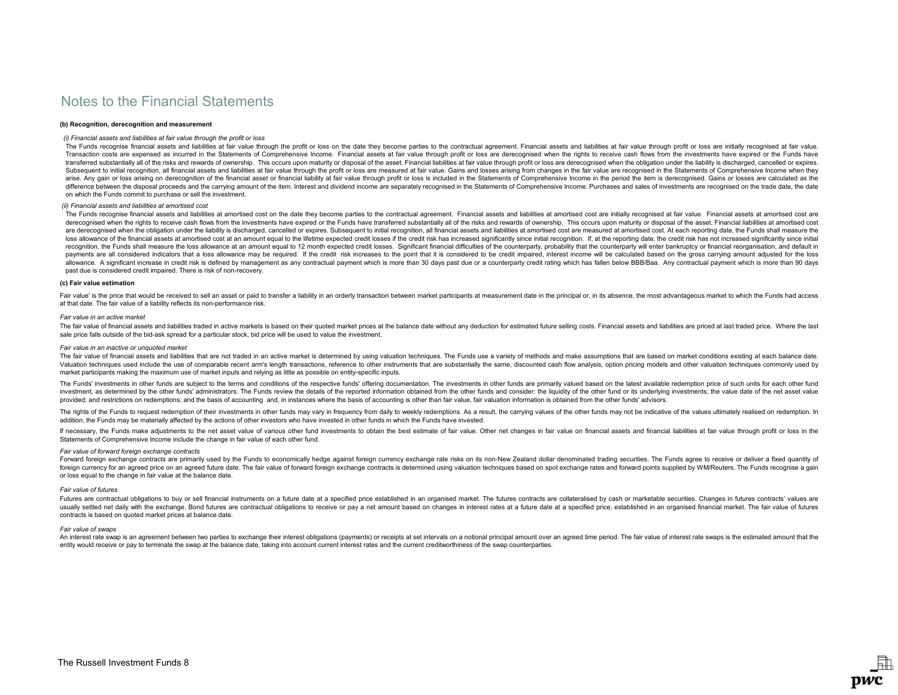# Notes to the Financial Statements

**(b) Recognition, derecognition and measurement**

*(i) Financial assets and liabilities at fair value through the profit or loss*

The Funds recognise financial assets and liabilities at fair value through the profit or loss on the date they become parties to the contractual agreement. Financial assets and liabilities at fair value through profit or loss are initially recognised at fair value. Transaction costs are expensed as incurred in the Statements of Comprehensive Income. Financial assets at fair value through profit or loss are derecognised when the rights to receive cash flows from the investments have expired or the Funds have transferred substantially all of the risks and rewards of ownership. This occurs upon maturity or disposal of the asset. Financial liabilities at fair value through profit or loss are derecognised when the obligation under the liability is discharged, cancelled or expires. Subsequent to initial recognition, all financial assets and liabilities at fair value through the profit or loss are measured at fair value. Gains and losses arising from changes in the fair value are recognised in the Statements of Comprehensive Income when they arise. Any gain or loss arising on derecognition of the financial asset or financial liability at fair value through profit or loss is included in the Statements of Comprehensive Income in the period the item is derecognised. Gains or losses are calculated as the difference between the disposal proceeds and the carrying amount of the item. Interest and dividend income are separately recognised in the Statements of Comprehensive Income. Purchases and sales of investments are recognised on the trade date, the date on which the Funds commit to purchase or sell the investment.

*(ii) Financial assets and liabilities at amortised cost*

The Funds recognise financial assets and liabilities at amortised cost on the date they become parties to the contractual agreement. Financial assets and liabilities at amortised cost are initially recognised at fair value. Financial assets at amortised cost are derecognised when the rights to receive cash flows from the investments have expired or the Funds have transferred substantially all of the risks and rewards of ownership. This occurs upon maturity or disposal of the asset. Financial liabilities at amortised cost are derecognised when the obligation under the liability is discharged, cancelled or expires. Subsequent to initial recognition, all financial assets and liabilities at amortised cost are measured at amortised cost. At each reporting date, the Funds shall measure the loss allowance of the financial assets at amortised cost at an amount equal to the lifetime expected credit losses if the credit risk has increased significantly since initial recognition. If, at the reporting date, the credit risk has not increased significantly since initial recognition, the Funds shall measure the loss allowance at an amount equal to 12 month expected credit losses. Significant financial difficulties of the counterparty, probability that the counterparty will enter bankruptcy or financial reorganisation, and default in payments are all considered indicators that a loss allowance may be required. If the credit risk increases to the point that it is considered to be credit impaired, interest income will be calculated based on the gross carrying amount adjusted for the loss allowance. A significant increase in credit risk is defined by management as any contractual payment which is more than 30 days past due or a counterparty credit rating which has fallen below BBB/Baa. Any contractual payment which is more than 90 days past due is considered credit impaired. There is risk of non-recovery.

**(c) Fair value estimation**

Fair value' is the price that would be received to sell an asset or paid to transfer a liability in an orderly transaction between market participants at measurement date in the principal or, in its absence, the most advantageous market to which the Funds had access at that date. The fair value of a liability reflects its non-performance risk.

*Fair value in an active market*

The fair value of financial assets and liabilities traded in active markets is based on their quoted market prices at the balance date without any deduction for estimated future selling costs. Financial assets and liabilities are priced at last traded price. Where the last sale price falls outside of the bid-ask spread for a particular stock, bid price will be used to value the investment.

*Fair value in an inactive or unquoted market*

The fair value of financial assets and liabilities that are not traded in an active market is determined by using valuation techniques. The Funds use a variety of methods and make assumptions that are based on market conditions existing at each balance date. Valuation techniques used include the use of comparable recent arm's length transactions, reference to other instruments that are substantially the same, discounted cash flow analysis, option pricing models and other valuation techniques commonly used by market participants making the maximum use of market inputs and relying as little as possible on entity-specific inputs.

The Funds' investments in other funds are subject to the terms and conditions of the respective funds' offering documentation. The investments in other funds are primarily valued based on the latest available redemption price of such units for each other fund investment, as determined by the other funds' administrators. The Funds review the details of the reported information obtained from the other funds and consider: the liquidity of the other fund or its underlying investments; the value date of the net asset value provided; and restrictions on redemptions; and the basis of accounting and, in instances where the basis of accounting is other than fair value, fair valuation information is obtained from the other funds' advisors.

The rights of the Funds to request redemption of their investments in other funds may vary in frequency from daily to weekly redemptions. As a result, the carrying values of the other funds may not be indicative of the values ultimately realised on redemption. In addition, the Funds may be materially affected by the actions of other investors who have invested in other funds in which the Funds have invested.

If necessary, the Funds make adjustments to the net asset value of various other fund investments to obtain the best estimate of fair value. Other net changes in fair value on financial assets and financial liabilities at fair value through profit or loss in the Statements of Comprehensive Income include the change in fair value of each other fund.

*Fair value of forward foreign exchange contracts*

Forward foreign exchange contracts are primarily used by the Funds to economically hedge against foreign currency exchange rate risks on its non-New Zealand dollar denominated trading securities. The Funds agree to receive or deliver a fixed quantity of foreign currency for an agreed price on an agreed future date. The fair value of forward foreign exchange contracts is determined using valuation techniques based on spot exchange rates and forward points supplied by WM/Reuters. The Funds recognise a gain or loss equal to the change in fair value at the balance date.

*Fair value of futures*

Futures are contractual obligations to buy or sell financial instruments on a future date at a specified price established in an organised market. The futures contracts are collateralised by cash or marketable securities. Changes in futures contracts' values are usually settled net daily with the exchange. Bond futures are contractual obligations to receive or pay a net amount based on changes in interest rates at a future date at a specified price, established in an organised financial market. The fair value of futures contracts is based on quoted market prices at balance date.

*Fair value of swaps*

An interest rate swap is an agreement between two parties to exchange their interest obligations (payments) or receipts at set intervals on a notional principal amount over an agreed time period. The fair value of interest rate swaps is the estimated amount that the entity would receive or pay to terminate the swap at the balance date, taking into account current interest rates and the current creditworthiness of the swap counterparties.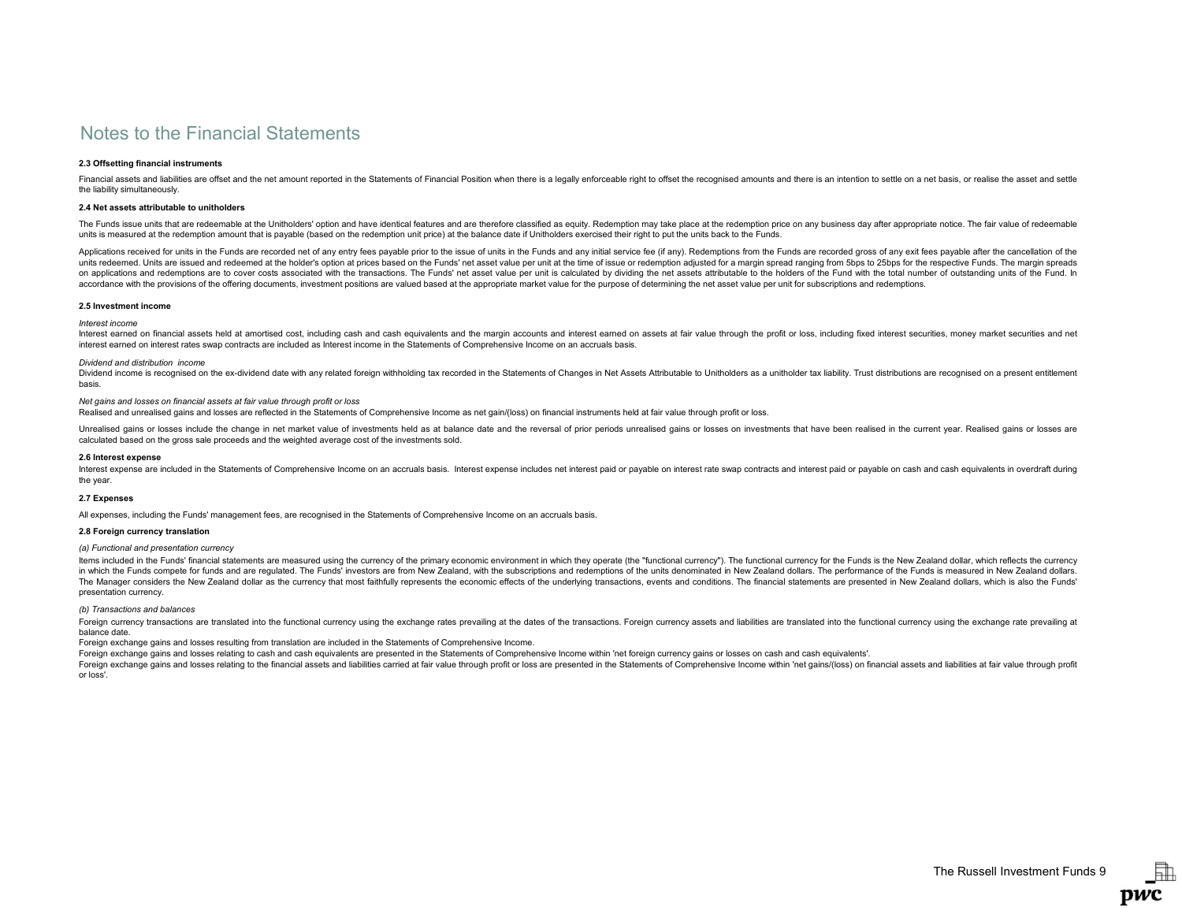# Notes to the Financial Statements

**2.3 Offsetting financial instruments**

Financial assets and liabilities are offset and the net amount reported in the Statements of Financial Position when there is a legally enforceable right to offset the recognised amounts and there is an intention to settle on a net basis, or realise the asset and settle the liability simultaneously.

**2.4 Net assets attributable to unitholders**

The Funds issue units that are redeemable at the Unitholders' option and have identical features and are therefore classified as equity. Redemption may take place at the redemption price on any business day after appropriate notice. The fair value of redeemable units is measured at the redemption amount that is payable (based on the redemption unit price) at the balance date if Unitholders exercised their right to put the units back to the Funds.

Applications received for units in the Funds are recorded net of any entry fees payable prior to the issue of units in the Funds and any initial service fee (if any). Redemptions from the Funds are recorded gross of any exit fees payable after the cancellation of the units redeemed. Units are issued and redeemed at the holder's option at prices based on the Funds' net asset value per unit at the time of issue or redemption adjusted for a margin spread ranging from 5bps to 25bps for the respective Funds. The margin spreads on applications and redemptions are to cover costs associated with the transactions. The Funds' net asset value per unit is calculated by dividing the net assets attributable to the holders of the Fund with the total number of outstanding units of the Fund. In accordance with the provisions of the offering documents, investment positions are valued based at the appropriate market value for the purpose of determining the net asset value per unit for subscriptions and redemptions.

**2.5 Investment income**

*Interest income*
Interest earned on financial assets held at amortised cost, including cash and cash equivalents and the margin accounts and interest earned on assets at fair value through the profit or loss, including fixed interest securities, money market securities and net interest earned on interest rates swap contracts are included as Interest income in the Statements of Comprehensive Income on an accruals basis.

*Dividend and distribution income*
Dividend income is recognised on the ex-dividend date with any related foreign withholding tax recorded in the Statements of Changes in Net Assets Attributable to Unitholders as a unitholder tax liability. Trust distributions are recognised on a present entitlement basis.

*Net gains and losses on financial assets at fair value through profit or loss*
Realised and unrealised gains and losses are reflected in the Statements of Comprehensive Income as net gain/(loss) on financial instruments held at fair value through profit or loss.

Unrealised gains or losses include the change in net market value of investments held as at balance date and the reversal of prior periods unrealised gains or losses on investments that have been realised in the current year. Realised gains or losses are calculated based on the gross sale proceeds and the weighted average cost of the investments sold.

**2.6 Interest expense**

Interest expense are included in the Statements of Comprehensive Income on an accruals basis. Interest expense includes net interest paid or payable on interest rate swap contracts and interest paid or payable on cash and cash equivalents in overdraft during the year.

**2.7 Expenses**

All expenses, including the Funds' management fees, are recognised in the Statements of Comprehensive Income on an accruals basis.

**2.8 Foreign currency translation**

*(a) Functional and presentation currency*

Items included in the Funds' financial statements are measured using the currency of the primary economic environment in which they operate (the "functional currency"). The functional currency for the Funds is the New Zealand dollar, which reflects the currency in which the Funds compete for funds and are regulated. The Funds' investors are from New Zealand, with the subscriptions and redemptions of the units denominated in New Zealand dollars. The performance of the Funds is measured in New Zealand dollars. The Manager considers the New Zealand dollar as the currency that most faithfully represents the economic effects of the underlying transactions, events and conditions. The financial statements are presented in New Zealand dollars, which is also the Funds' presentation currency.

*(b) Transactions and balances*

Foreign currency transactions are translated into the functional currency using the exchange rates prevailing at the dates of the transactions. Foreign currency assets and liabilities are translated into the functional currency using the exchange rate prevailing at balance date.
Foreign exchange gains and losses resulting from translation are included in the Statements of Comprehensive Income.
Foreign exchange gains and losses relating to cash and cash equivalents are presented in the Statements of Comprehensive Income within 'net foreign currency gains or losses on cash and cash equivalents'.
Foreign exchange gains and losses relating to the financial assets and liabilities carried at fair value through profit or loss are presented in the Statements of Comprehensive Income within 'net gains/(loss) on financial assets and liabilities at fair value through profit or loss'.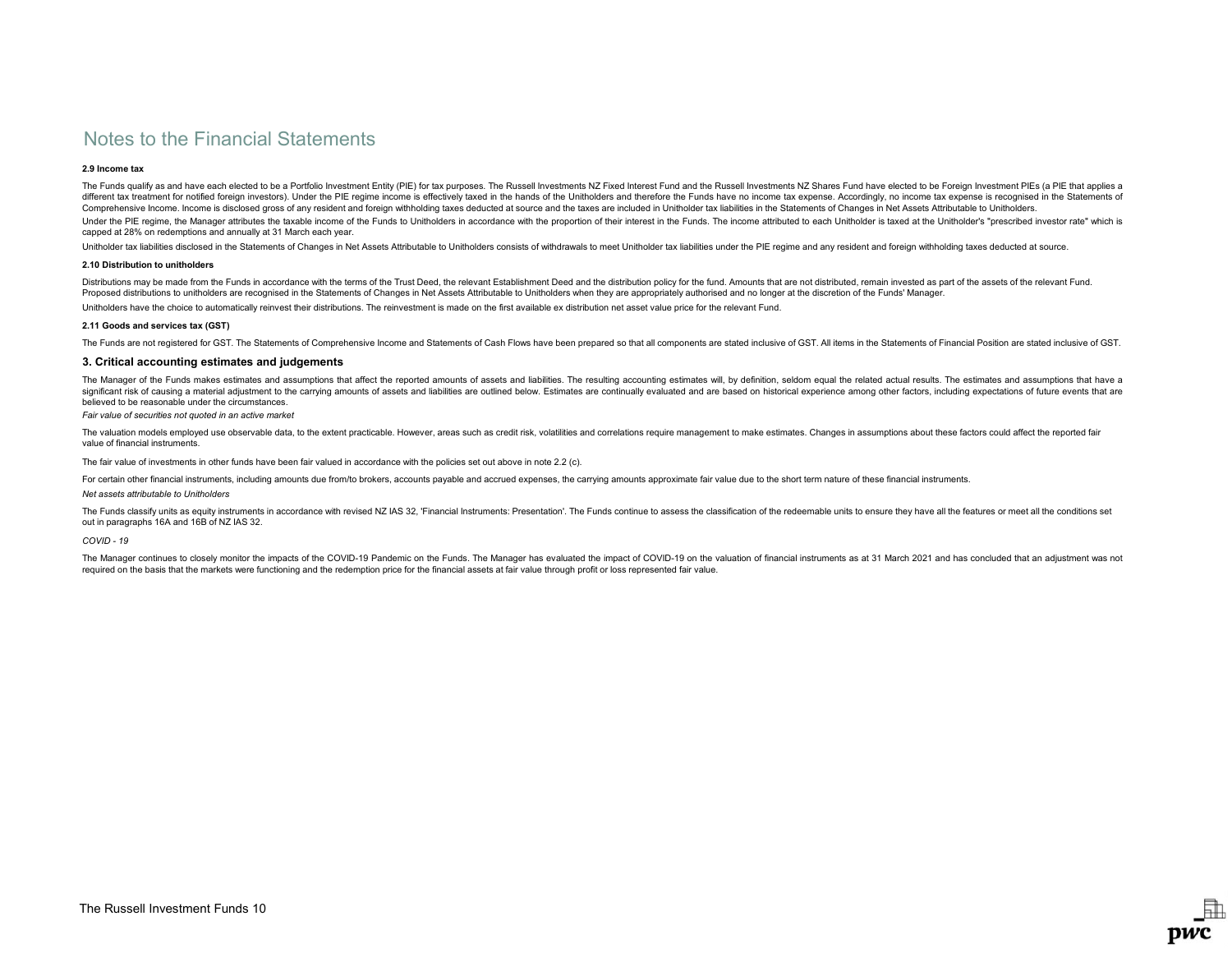# Notes to the Financial Statements

**2.9 Income tax**

The Funds qualify as and have each elected to be a Portfolio Investment Entity (PIE) for tax purposes. The Russell Investments NZ Fixed Interest Fund and the Russell Investments NZ Shares Fund have elected to be Foreign Investment PIEs (a PIE that applies a different tax treatment for notified foreign investors). Under the PIE regime income is effectively taxed in the hands of the Unitholders and therefore the Funds have no income tax expense. Accordingly, no income tax expense is recognised in the Statements of Comprehensive Income. Income is disclosed gross of any resident and foreign withholding taxes deducted at source and the taxes are included in Unitholder tax liabilities in the Statements of Changes in Net Assets Attributable to Unitholders.

Under the PIE regime, the Manager attributes the taxable income of the Funds to Unitholders in accordance with the proportion of their interest in the Funds. The income attributed to each Unitholder is taxed at the Unitholder's "prescribed investor rate" which is capped at 28% on redemptions and annually at 31 March each year.

Unitholder tax liabilities disclosed in the Statements of Changes in Net Assets Attributable to Unitholders consists of withdrawals to meet Unitholder tax liabilities under the PIE regime and any resident and foreign withholding taxes deducted at source.

**2.10 Distribution to unitholders**

Distributions may be made from the Funds in accordance with the terms of the Trust Deed, the relevant Establishment Deed and the distribution policy for the fund. Amounts that are not distributed, remain invested as part of the assets of the relevant Fund. Proposed distributions to unitholders are recognised in the Statements of Changes in Net Assets Attributable to Unitholders when they are appropriately authorised and no longer at the discretion of the Funds' Manager.

Unitholders have the choice to automatically reinvest their distributions. The reinvestment is made on the first available ex distribution net asset value price for the relevant Fund.

**2.11 Goods and services tax (GST)**

The Funds are not registered for GST. The Statements of Comprehensive Income and Statements of Cash Flows have been prepared so that all components are stated inclusive of GST. All items in the Statements of Financial Position are stated inclusive of GST.

## 3. Critical accounting estimates and judgements

The Manager of the Funds makes estimates and assumptions that affect the reported amounts of assets and liabilities. The resulting accounting estimates will, by definition, seldom equal the related actual results. The estimates and assumptions that have a significant risk of causing a material adjustment to the carrying amounts of assets and liabilities are outlined below. Estimates are continually evaluated and are based on historical experience among other factors, including expectations of future events that are believed to be reasonable under the circumstances.

*Fair value of securities not quoted in an active market*

The valuation models employed use observable data, to the extent practicable. However, areas such as credit risk, volatilities and correlations require management to make estimates. Changes in assumptions about these factors could affect the reported fair value of financial instruments.

The fair value of investments in other funds have been fair valued in accordance with the policies set out above in note 2.2 (c).

For certain other financial instruments, including amounts due from/to brokers, accounts payable and accrued expenses, the carrying amounts approximate fair value due to the short term nature of these financial instruments.

*Net assets attributable to Unitholders*

The Funds classify units as equity instruments in accordance with revised NZ IAS 32, 'Financial Instruments: Presentation'. The Funds continue to assess the classification of the redeemable units to ensure they have all the features or meet all the conditions set out in paragraphs 16A and 16B of NZ IAS 32.

*COVID - 19*

The Manager continues to closely monitor the impacts of the COVID-19 Pandemic on the Funds. The Manager has evaluated the impact of COVID-19 on the valuation of financial instruments as at 31 March 2021 and has concluded that an adjustment was not required on the basis that the markets were functioning and the redemption price for the financial assets at fair value through profit or loss represented fair value.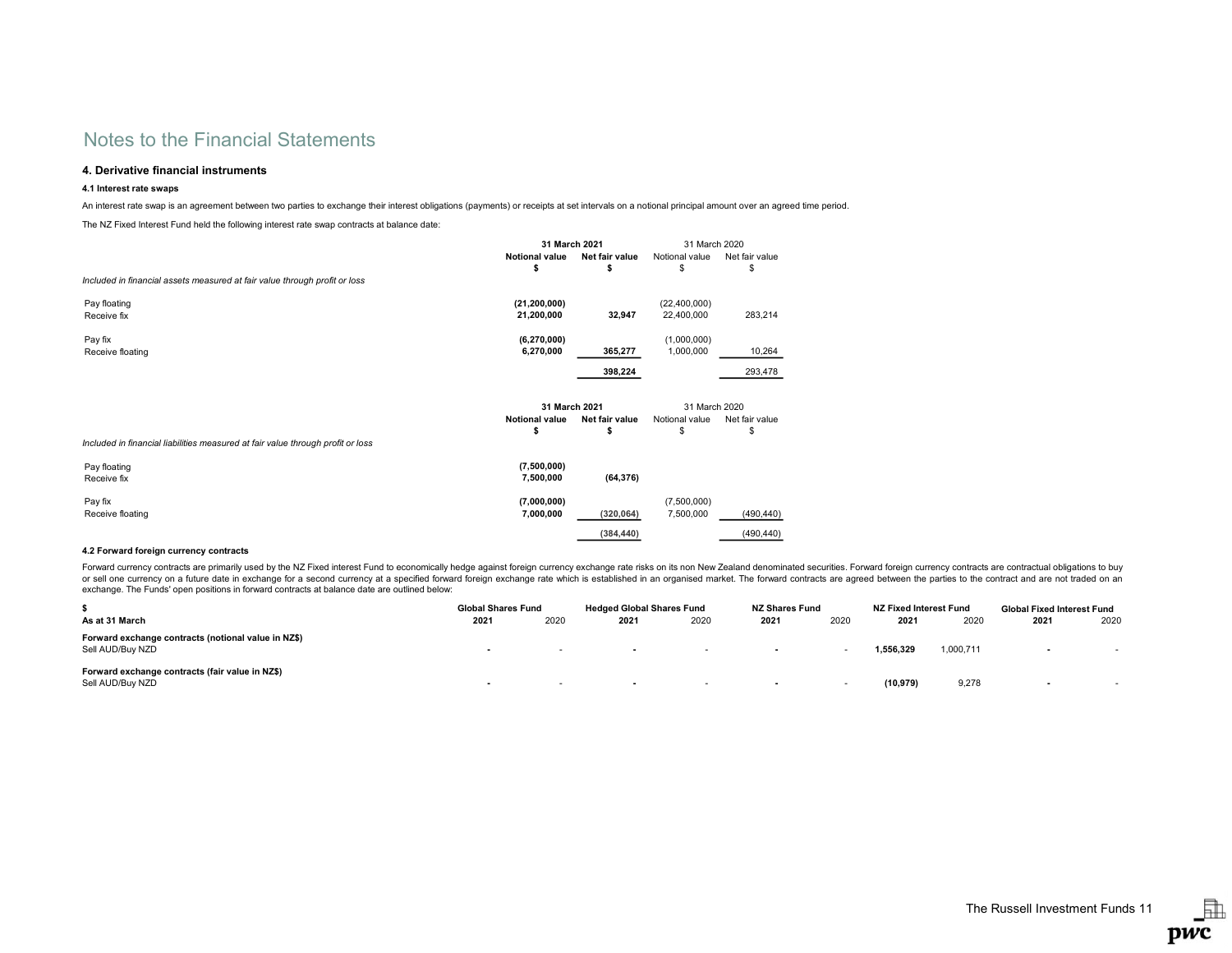# Notes to the Financial Statements

## 4. Derivative financial instruments

### 4.1 Interest rate swaps

An interest rate swap is an agreement between two parties to exchange their interest obligations (payments) or receipts at set intervals on a notional principal amount over an agreed time period.

The NZ Fixed Interest Fund held the following interest rate swap contracts at balance date:

| | 31 March 2021 | | 31 March 2020 | |
|---|---|---|---|---|
| | **Notional value** | **Net fair value** | Notional value | Net fair value |
| | **$** | **$** | $ | $ |
| *Included in financial assets measured at fair value through profit or loss* | | | | |
| Pay floating | **(21,200,000)** | | (22,400,000) | |
| Receive fix | **21,200,000** | **32,947** | 22,400,000 | 283,214 |
| Pay fix | **(6,270,000)** | | (1,000,000) | |
| Receive floating | **6,270,000** | **365,277** | 1,000,000 | 10,264 |
| | | **398,224** | | 293,478 |

| | 31 March 2021 | | 31 March 2020 | |
|---|---|---|---|---|
| | **Notional value** | **Net fair value** | Notional value | Net fair value |
| | **$** | **$** | $ | $ |
| *Included in financial liabilities measured at fair value through profit or loss* | | | | |
| Pay floating | **(7,500,000)** | | | |
| Receive fix | **7,500,000** | **(64,376)** | | |
| Pay fix | **(7,000,000)** | | (7,500,000) | |
| Receive floating | **7,000,000** | **(320,064)** | 7,500,000 | (490,440) |
| | | **(384,440)** | | (490,440) |

### 4.2 Forward foreign currency contracts

Forward currency contracts are primarily used by the NZ Fixed interest Fund to economically hedge against foreign currency exchange rate risks on its non New Zealand denominated securities. Forward foreign currency contracts are contractual obligations to buy or sell one currency on a future date in exchange for a second currency at a specified forward foreign exchange rate which is established in an organised market. The forward contracts are agreed between the parties to the contract and are not traded on an exchange. The Funds' open positions in forward contracts at balance date are outlined below:

| $ | Global Shares Fund | | Hedged Global Shares Fund | | NZ Shares Fund | | NZ Fixed Interest Fund | | Global Fixed Interest Fund | |
|---|---|---|---|---|---|---|---|---|---|---|
| **As at 31 March** | **2021** | 2020 | **2021** | 2020 | **2021** | 2020 | **2021** | 2020 | **2021** | 2020 |
| **Forward exchange contracts (notional value in NZ$)** | | | | | | | | | | |
| Sell AUD/Buy NZD | **-** | - | **-** | - | **-** | - | **1,556,329** | 1,000,711 | **-** | - |
| **Forward exchange contracts (fair value in NZ$)** | | | | | | | | | | |
| Sell AUD/Buy NZD | **-** | - | **-** | - | **-** | - | **(10,979)** | 9,278 | **-** | - |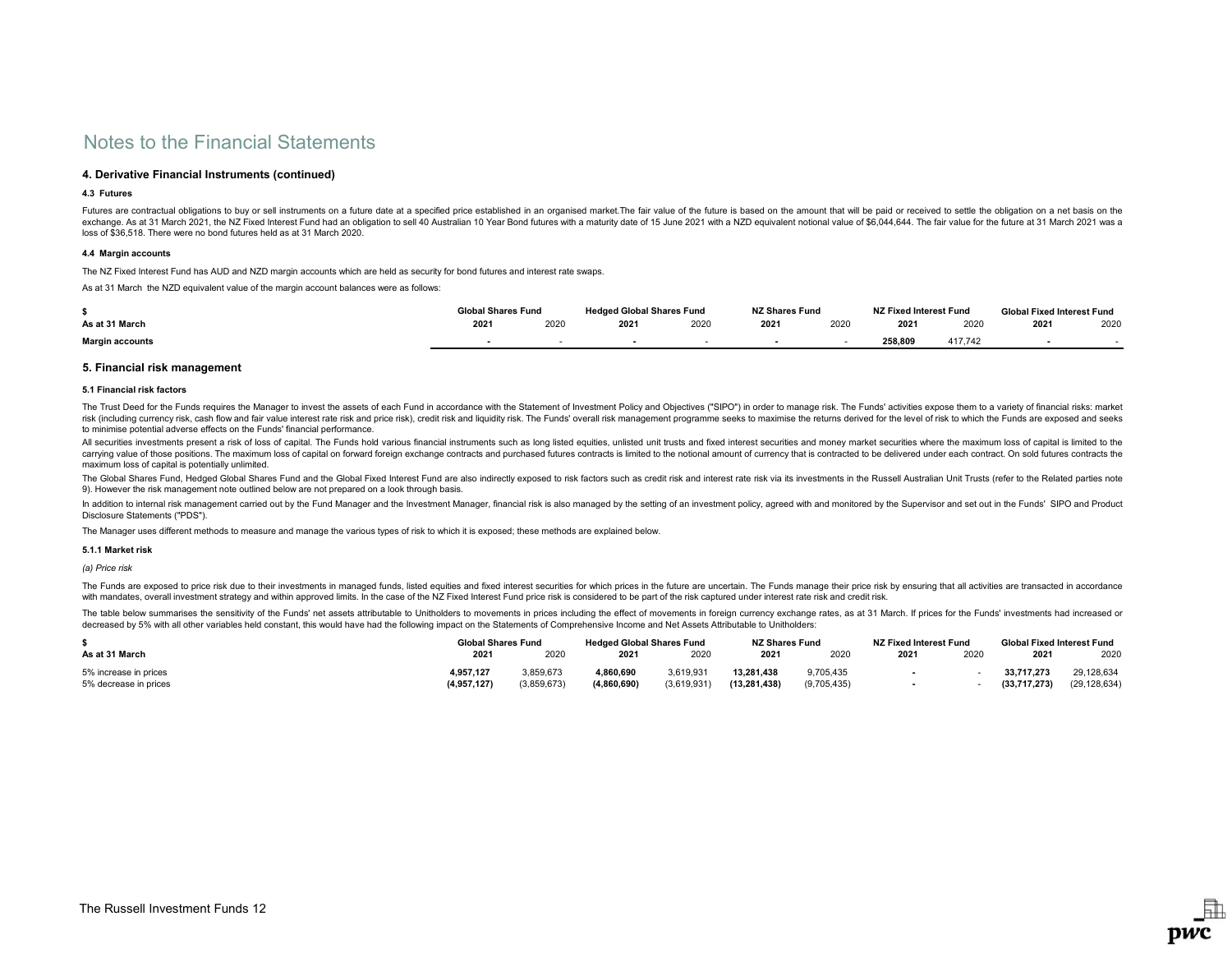# Notes to the Financial Statements

## 4. Derivative Financial Instruments (continued)

### 4.3 Futures

Futures are contractual obligations to buy or sell instruments on a future date at a specified price established in an organised market.The fair value of the future is based on the amount that will be paid or received to settle the obligation on a net basis on the exchange. As at 31 March 2021, the NZ Fixed Interest Fund had an obligation to sell 40 Australian 10 Year Bond futures with a maturity date of 15 June 2021 with a NZD equivalent notional value of $6,044,644. The fair value for the future at 31 March 2021 was a loss of $36,518. There were no bond futures held as at 31 March 2020.

### 4.4 Margin accounts

The NZ Fixed Interest Fund has AUD and NZD margin accounts which are held as security for bond futures and interest rate swaps.

As at 31 March the NZD equivalent value of the margin account balances were as follows:

| $ | Global Shares Fund | | Hedged Global Shares Fund | | NZ Shares Fund | | NZ Fixed Interest Fund | | Global Fixed Interest Fund | |
|---|---|---|---|---|---|---|---|---|---|---|
| As at 31 March | 2021 | 2020 | 2021 | 2020 | 2021 | 2020 | 2021 | 2020 | 2021 | 2020 |
| **Margin accounts** | **-** | - | **-** | - | **-** | - | **258,809** | 417,742 | **-** | - |

## 5. Financial risk management

### 5.1 Financial risk factors

The Trust Deed for the Funds requires the Manager to invest the assets of each Fund in accordance with the Statement of Investment Policy and Objectives ("SIPO") in order to manage risk. The Funds' activities expose them to a variety of financial risks: market risk (including currency risk, cash flow and fair value interest rate risk and price risk), credit risk and liquidity risk. The Funds' overall risk management programme seeks to maximise the returns derived for the level of risk to which the Funds are exposed and seeks to minimise potential adverse effects on the Funds' financial performance.

All securities investments present a risk of loss of capital. The Funds hold various financial instruments such as long listed equities, unlisted unit trusts and fixed interest securities and money market securities where the maximum loss of capital is limited to the carrying value of those positions. The maximum loss of capital on forward foreign exchange contracts and purchased futures contracts is limited to the notional amount of currency that is contracted to be delivered under each contract. On sold futures contracts the maximum loss of capital is potentially unlimited.

The Global Shares Fund, Hedged Global Shares Fund and the Global Fixed Interest Fund are also indirectly exposed to risk factors such as credit risk and interest rate risk via its investments in the Russell Australian Unit Trusts (refer to the Related parties note 9). However the risk management note outlined below are not prepared on a look through basis.

In addition to internal risk management carried out by the Fund Manager and the Investment Manager, financial risk is also managed by the setting of an investment policy, agreed with and monitored by the Supervisor and set out in the Funds' SIPO and Product Disclosure Statements ("PDS").

The Manager uses different methods to measure and manage the various types of risk to which it is exposed; these methods are explained below.

#### 5.1.1 Market risk

*(a) Price risk*

The Funds are exposed to price risk due to their investments in managed funds, listed equities and fixed interest securities for which prices in the future are uncertain. The Funds manage their price risk by ensuring that all activities are transacted in accordance with mandates, overall investment strategy and within approved limits. In the case of the NZ Fixed Interest Fund price risk is considered to be part of the risk captured under interest rate risk and credit risk.

The table below summarises the sensitivity of the Funds' net assets attributable to Unitholders to movements in prices including the effect of movements in foreign currency exchange rates, as at 31 March. If prices for the Funds' investments had increased or decreased by 5% with all other variables held constant, this would have had the following impact on the Statements of Comprehensive Income and Net Assets Attributable to Unitholders:

| $ | Global Shares Fund | | Hedged Global Shares Fund | | NZ Shares Fund | | NZ Fixed Interest Fund | | Global Fixed Interest Fund | |
|---|---|---|---|---|---|---|---|---|---|---|
| As at 31 March | 2021 | 2020 | 2021 | 2020 | 2021 | 2020 | 2021 | 2020 | 2021 | 2020 |
| 5% increase in prices | **4,957,127** | 3,859,673 | **4,860,690** | 3,619,931 | **13,281,438** | 9,705,435 | **-** | - | **33,717,273** | 29,128,634 |
| 5% decrease in prices | **(4,957,127)** | (3,859,673) | **(4,860,690)** | (3,619,931) | **(13,281,438)** | (9,705,435) | **-** | - | **(33,717,273)** | (29,128,634) |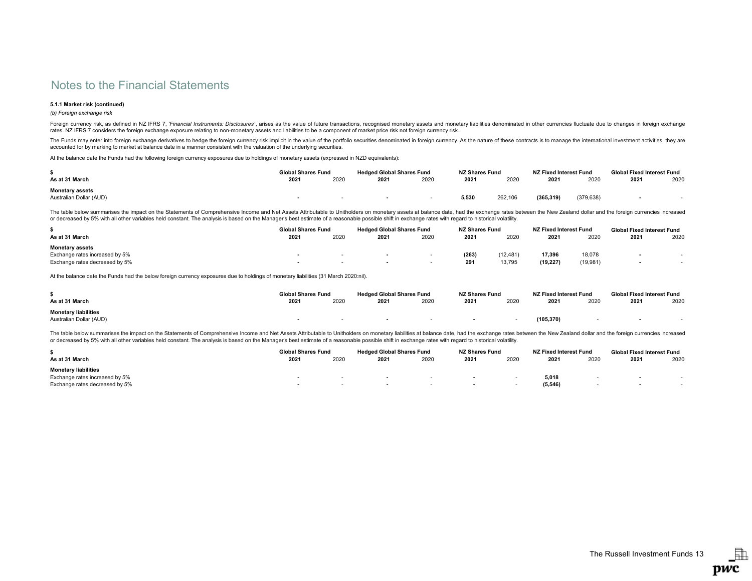# Notes to the Financial Statements

**5.1.1 Market risk (continued)**

*(b) Foreign exchange risk*

Foreign currency risk, as defined in NZ IFRS 7, '*Financial Instruments: Disclosures*', arises as the value of future transactions, recognised monetary assets and monetary liabilities denominated in other currencies fluctuate due to changes in foreign exchange rates. NZ IFRS 7 considers the foreign exchange exposure relating to non-monetary assets and liabilities to be a component of market price risk not foreign currency risk.

The Funds may enter into foreign exchange derivatives to hedge the foreign currency risk implicit in the value of the portfolio securities denominated in foreign currency. As the nature of these contracts is to manage the international investment activities, they are accounted for by marking to market at balance date in a manner consistent with the valuation of the underlying securities.

At the balance date the Funds had the following foreign currency exposures due to holdings of monetary assets (expressed in NZD equivalents):

| $ | Global Shares Fund | | Hedged Global Shares Fund | | NZ Shares Fund | | NZ Fixed Interest Fund | | Global Fixed Interest Fund | |
|---|---|---|---|---|---|---|---|---|---|---|
| **As at 31 March** | **2021** | 2020 | **2021** | 2020 | **2021** | 2020 | **2021** | 2020 | **2021** | 2020 |
| **Monetary assets** | | | | | | | | | | |
| Australian Dollar (AUD) | **-** | - | **-** | - | **5,530** | 262,106 | **(365,319)** | (379,638) | **-** | - |

The table below summarises the impact on the Statements of Comprehensive Income and Net Assets Attributable to Unitholders on monetary assets at balance date, had the exchange rates between the New Zealand dollar and the foreign currencies increased or decreased by 5% with all other variables held constant. The analysis is based on the Manager's best estimate of a reasonable possible shift in exchange rates with regard to historical volatility.

| $ | Global Shares Fund | | Hedged Global Shares Fund | | NZ Shares Fund | | NZ Fixed Interest Fund | | Global Fixed Interest Fund | |
|---|---|---|---|---|---|---|---|---|---|---|
| **As at 31 March** | **2021** | 2020 | **2021** | 2020 | **2021** | 2020 | **2021** | 2020 | **2021** | 2020 |
| **Monetary assets** | | | | | | | | | | |
| Exchange rates increased by 5% | **-** | - | **-** | - | **(263)** | (12,481) | **17,396** | 18,078 | **-** | - |
| Exchange rates decreased by 5% | **-** | - | **-** | - | **291** | 13,795 | **(19,227)** | (19,981) | **-** | - |

At the balance date the Funds had the below foreign currency exposures due to holdings of monetary liabilities (31 March 2020:nil).

| $ | Global Shares Fund | | Hedged Global Shares Fund | | NZ Shares Fund | | NZ Fixed Interest Fund | | Global Fixed Interest Fund | |
|---|---|---|---|---|---|---|---|---|---|---|
| **As at 31 March** | **2021** | 2020 | **2021** | 2020 | **2021** | 2020 | **2021** | 2020 | **2021** | 2020 |
| **Monetary liabilities** | | | | | | | | | | |
| Australian Dollar (AUD) | **-** | - | **-** | - | **-** | - | **(105,370)** | - | **-** | - |

The table below summarises the impact on the Statements of Comprehensive Income and Net Assets Attributable to Unitholders on monetary liabilities at balance date, had the exchange rates between the New Zealand dollar and the foreign currencies increased or decreased by 5% with all other variables held constant. The analysis is based on the Manager's best estimate of a reasonable possible shift in exchange rates with regard to historical volatility.

| $ | Global Shares Fund | | Hedged Global Shares Fund | | NZ Shares Fund | | NZ Fixed Interest Fund | | Global Fixed Interest Fund | |
|---|---|---|---|---|---|---|---|---|---|---|
| **As at 31 March** | **2021** | 2020 | **2021** | 2020 | **2021** | 2020 | **2021** | 2020 | **2021** | 2020 |
| **Monetary liabilities** | | | | | | | | | | |
| Exchange rates increased by 5% | **-** | - | **-** | - | **-** | - | **5,018** | - | **-** | - |
| Exchange rates decreased by 5% | **-** | - | **-** | - | **-** | - | **(5,546)** | - | **-** | - |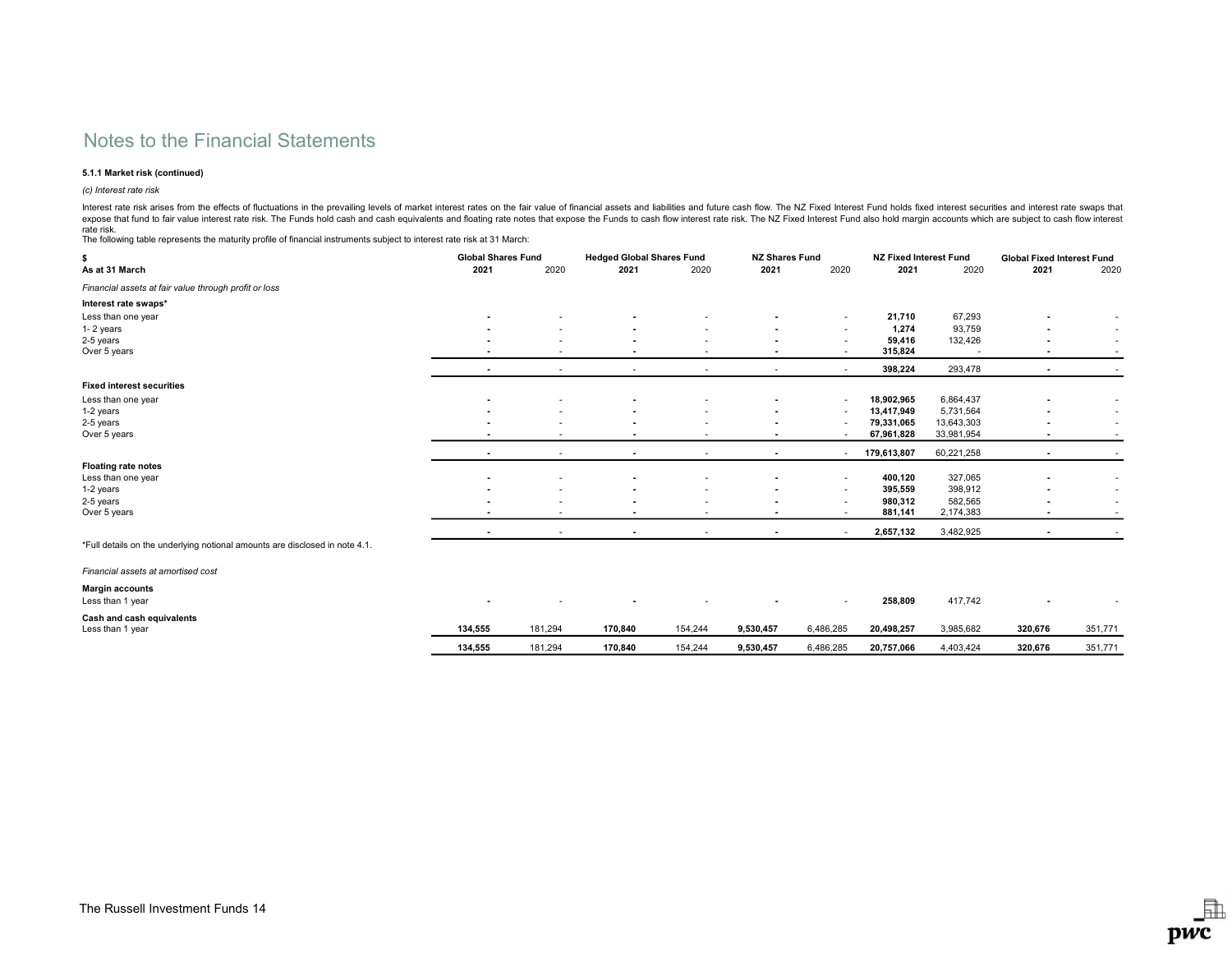# Notes to the Financial Statements

**5.1.1 Market risk (continued)**

*(c) Interest rate risk*

Interest rate risk arises from the effects of fluctuations in the prevailing levels of market interest rates on the fair value of financial assets and liabilities and future cash flow. The NZ Fixed Interest Fund holds fixed interest securities and interest rate swaps that expose that fund to fair value interest rate risk. The Funds hold cash and cash equivalents and floating rate notes that expose the Funds to cash flow interest rate risk. The NZ Fixed Interest Fund also hold margin accounts which are subject to cash flow interest rate risk.

The following table represents the maturity profile of financial instruments subject to interest rate risk at 31 March:

| $ | Global Shares Fund | | Hedged Global Shares Fund | | NZ Shares Fund | | NZ Fixed Interest Fund | | Global Fixed Interest Fund | |
|---|---|---|---|---|---|---|---|---|---|---|
| **As at 31 March** | **2021** | 2020 | **2021** | 2020 | **2021** | 2020 | **2021** | 2020 | **2021** | 2020 |
| *Financial assets at fair value through profit or loss* | | | | | | | | | | |
| **Interest rate swaps*** | | | | | | | | | | |
| Less than one year | **-** | - | **-** | - | **-** | - | **21,710** | 67,293 | **-** | - |
| 1- 2 years | **-** | - | **-** | - | **-** | - | **1,274** | 93,759 | **-** | - |
| 2-5 years | **-** | - | **-** | - | **-** | - | **59,416** | 132,426 | **-** | - |
| Over 5 years | **-** | - | **-** | - | **-** | - | **315,824** | - | **-** | - |
| | **-** | - | - | - | - | - | **398,224** | 293,478 | **-** | - |
| **Fixed interest securities** | | | | | | | | | | |
| Less than one year | **-** | - | **-** | - | **-** | - | **18,902,965** | 6,864,437 | **-** | - |
| 1-2 years | **-** | - | **-** | - | **-** | - | **13,417,949** | 5,731,564 | **-** | - |
| 2-5 years | **-** | - | **-** | - | **-** | - | **79,331,065** | 13,643,303 | **-** | - |
| Over 5 years | **-** | - | **-** | - | **-** | - | **67,961,828** | 33,981,954 | **-** | - |
| | **-** | - | **-** | - | **-** | - | **179,613,807** | 60,221,258 | **-** | - |
| **Floating rate notes** | | | | | | | | | | |
| Less than one year | **-** | - | **-** | - | **-** | - | **400,120** | 327,065 | **-** | - |
| 1-2 years | **-** | - | **-** | - | **-** | - | **395,559** | 398,912 | **-** | - |
| 2-5 years | **-** | - | **-** | - | **-** | - | **980,312** | 582,565 | **-** | - |
| Over 5 years | **-** | - | **-** | - | **-** | - | **881,141** | 2,174,383 | **-** | - |
| | **-** | - | **-** | - | **-** | - | **2,657,132** | 3,482,925 | **-** | - |
| *Financial assets at amortised cost* | | | | | | | | | | |
| **Margin accounts** | | | | | | | | | | |
| Less than 1 year | **-** | - | **-** | - | **-** | - | **258,809** | 417,742 | **-** | - |
| **Cash and cash equivalents** | | | | | | | | | | |
| Less than 1 year | **134,555** | 181,294 | **170,840** | 154,244 | **9,530,457** | 6,486,285 | **20,498,257** | 3,985,682 | **320,676** | 351,771 |
| | **134,555** | 181,294 | **170,840** | 154,244 | **9,530,457** | 6,486,285 | **20,757,066** | 4,403,424 | **320,676** | 351,771 |

*Full details on the underlying notional amounts are disclosed in note 4.1.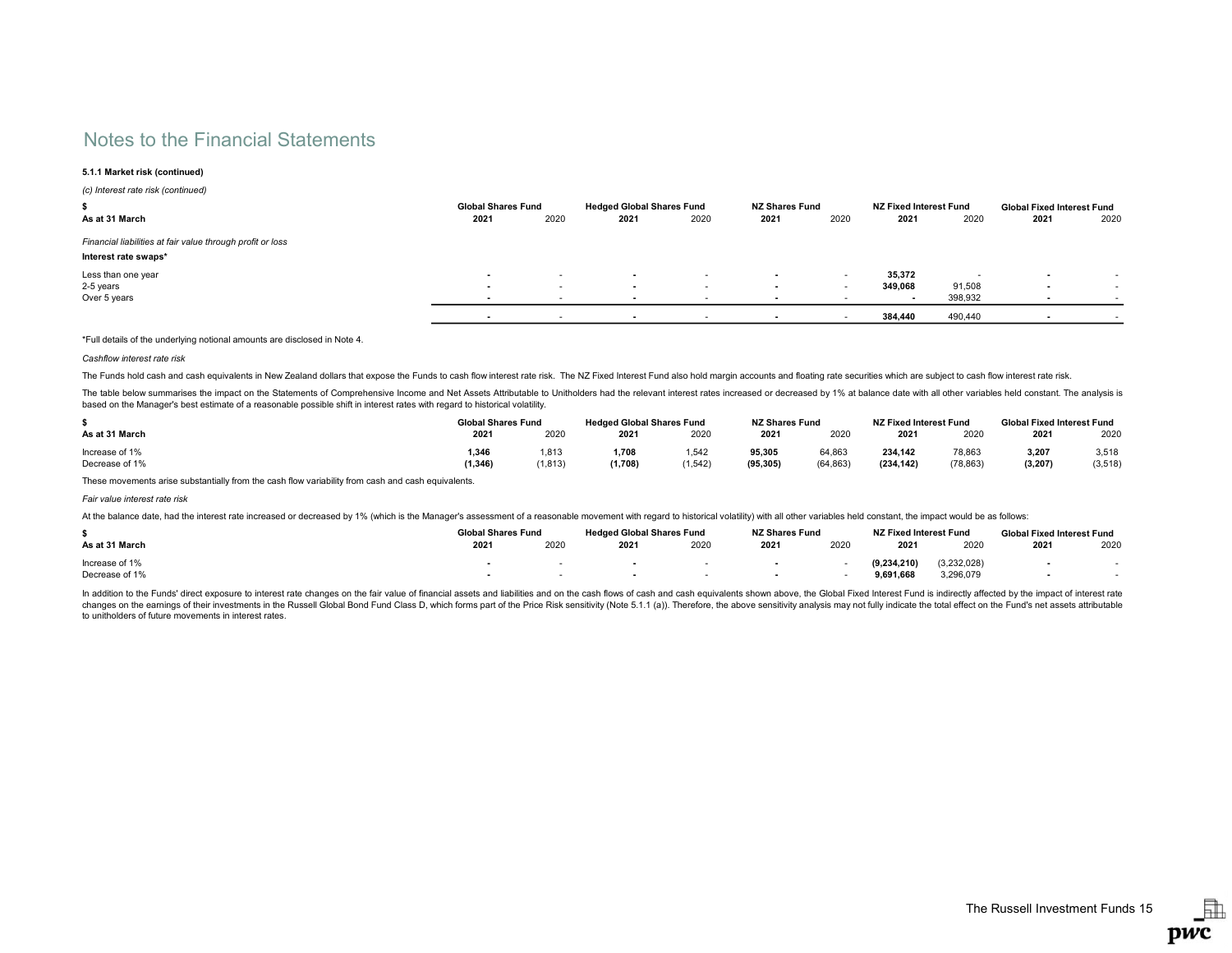# Notes to the Financial Statements

**5.1.1 Market risk (continued)**

*(c) Interest rate risk (continued)*

| $ | Global Shares Fund | | Hedged Global Shares Fund | | NZ Shares Fund | | NZ Fixed Interest Fund | | Global Fixed Interest Fund | |
|---|---|---|---|---|---|---|---|---|---|---|
| **As at 31 March** | **2021** | 2020 | **2021** | 2020 | **2021** | 2020 | **2021** | 2020 | **2021** | 2020 |
| *Financial liabilities at fair value through profit or loss* | | | | | | | | | | |
| **Interest rate swaps*** | | | | | | | | | | |
| Less than one year | **-** | - | **-** | - | **-** | - | **35,372** | - | **-** | - |
| 2-5 years | **-** | - | **-** | - | **-** | - | **349,068** | 91,508 | **-** | - |
| Over 5 years | **-** | - | **-** | - | **-** | - | **-** | 398,932 | **-** | - |
| | **-** | - | **-** | - | **-** | - | **384,440** | 490,440 | **-** | - |

*Full details of the underlying notional amounts are disclosed in Note 4.

*Cashflow interest rate risk*

The Funds hold cash and cash equivalents in New Zealand dollars that expose the Funds to cash flow interest rate risk. The NZ Fixed Interest Fund also hold margin accounts and floating rate securities which are subject to cash flow interest rate risk.

The table below summarises the impact on the Statements of Comprehensive Income and Net Assets Attributable to Unitholders had the relevant interest rates increased or decreased by 1% at balance date with all other variables held constant. The analysis is based on the Manager's best estimate of a reasonable possible shift in interest rates with regard to historical volatility.

| $ | Global Shares Fund | | Hedged Global Shares Fund | | NZ Shares Fund | | NZ Fixed Interest Fund | | Global Fixed Interest Fund | |
|---|---|---|---|---|---|---|---|---|---|---|
| **As at 31 March** | **2021** | 2020 | **2021** | 2020 | **2021** | 2020 | **2021** | 2020 | **2021** | 2020 |
| Increase of 1% | **1,346** | 1,813 | **1,708** | 1,542 | **95,305** | 64,863 | **234,142** | 78,863 | **3,207** | 3,518 |
| Decrease of 1% | **(1,346)** | (1,813) | **(1,708)** | (1,542) | **(95,305)** | (64,863) | **(234,142)** | (78,863) | **(3,207)** | (3,518) |

These movements arise substantially from the cash flow variability from cash and cash equivalents.

*Fair value interest rate risk*

At the balance date, had the interest rate increased or decreased by 1% (which is the Manager's assessment of a reasonable movement with regard to historical volatility) with all other variables held constant, the impact would be as follows:

| $ | Global Shares Fund | | Hedged Global Shares Fund | | NZ Shares Fund | | NZ Fixed Interest Fund | | Global Fixed Interest Fund | |
|---|---|---|---|---|---|---|---|---|---|---|
| **As at 31 March** | **2021** | 2020 | **2021** | 2020 | **2021** | 2020 | **2021** | 2020 | **2021** | 2020 |
| Increase of 1% | **-** | - | **-** | - | **-** | - | **(9,234,210)** | (3,232,028) | **-** | - |
| Decrease of 1% | **-** | - | **-** | - | **-** | - | **9,691,668** | 3,296,079 | **-** | - |

In addition to the Funds' direct exposure to interest rate changes on the fair value of financial assets and liabilities and on the cash flows of cash and cash equivalents shown above, the Global Fixed Interest Fund is indirectly affected by the impact of interest rate changes on the earnings of their investments in the Russell Global Bond Fund Class D, which forms part of the Price Risk sensitivity (Note 5.1.1 (a)). Therefore, the above sensitivity analysis may not fully indicate the total effect on the Fund's net assets attributable to unitholders of future movements in interest rates.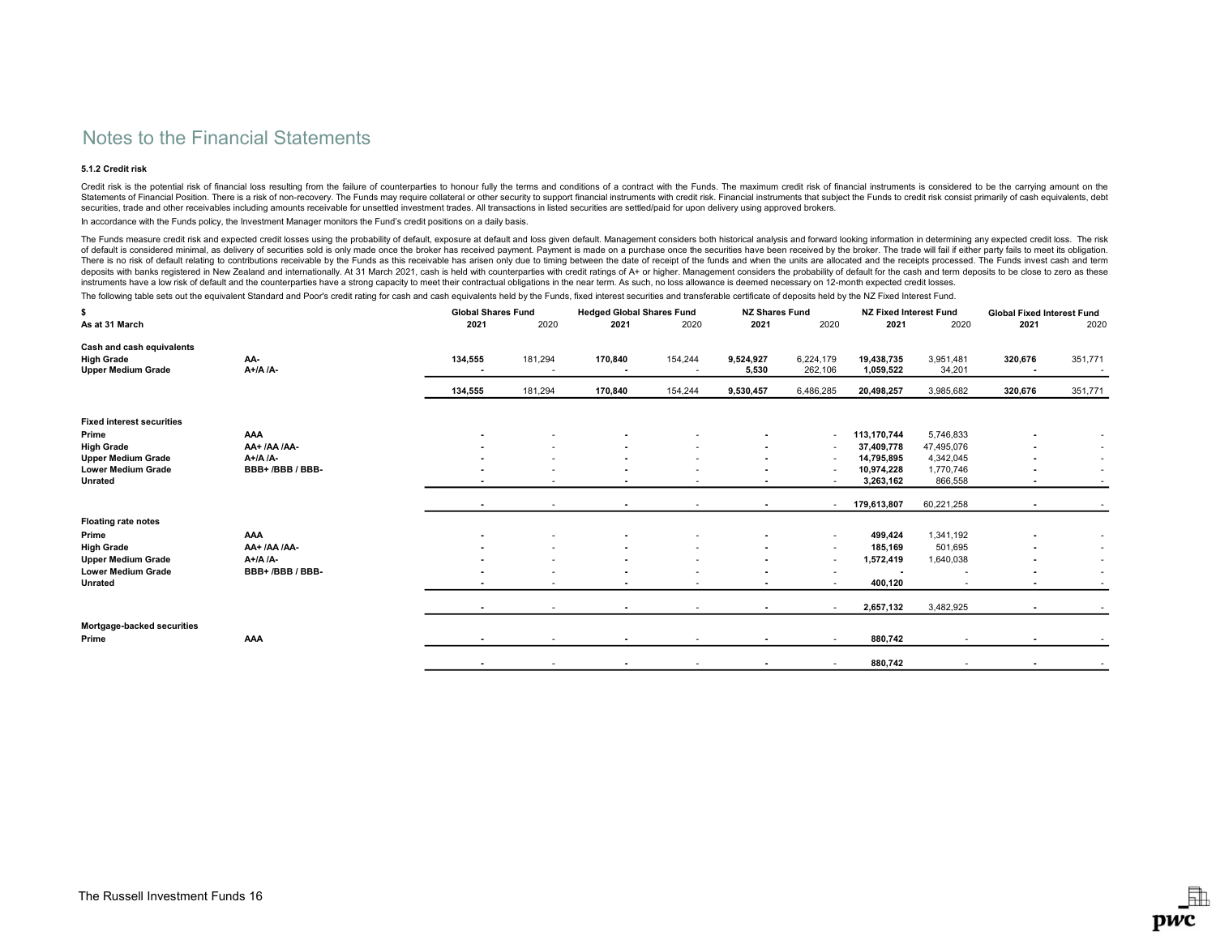# Notes to the Financial Statements

### 5.1.2 Credit risk

Credit risk is the potential risk of financial loss resulting from the failure of counterparties to honour fully the terms and conditions of a contract with the Funds. The maximum credit risk of financial instruments is considered to be the carrying amount on the Statements of Financial Position. There is a risk of non-recovery. The Funds may require collateral or other security to support financial instruments with credit risk. Financial instruments that subject the Funds to credit risk consist primarily of cash equivalents, debt securities, trade and other receivables including amounts receivable for unsettled investment trades. All transactions in listed securities are settled/paid for upon delivery using approved brokers.

In accordance with the Funds policy, the Investment Manager monitors the Fund's credit positions on a daily basis.

The Funds measure credit risk and expected credit losses using the probability of default, exposure at default and loss given default. Management considers both historical analysis and forward looking information in determining any expected credit loss. The risk of default is considered minimal, as delivery of securities sold is only made once the broker has received payment. Payment is made on a purchase once the securities have been received by the broker. The trade will fail if either party fails to meet its obligation. There is no risk of default relating to contributions receivable by the Funds as this receivable has arisen only due to timing between the date of receipt of the funds and when the units are allocated and the receipts processed. The Funds invest cash and term deposits with banks registered in New Zealand and internationally. At 31 March 2021, cash is held with counterparties with credit ratings of A+ or higher. Management considers the probability of default for the cash and term deposits to be close to zero as these instruments have a low risk of default and the counterparties have a strong capacity to meet their contractual obligations in the near term. As such, no loss allowance is deemed necessary on 12-month expected credit losses.

The following table sets out the equivalent Standard and Poor's credit rating for cash and cash equivalents held by the Funds, fixed interest securities and transferable certificate of deposits held by the NZ Fixed Interest Fund.

| $ | | Global Shares Fund | | Hedged Global Shares Fund | | NZ Shares Fund | | NZ Fixed Interest Fund | | Global Fixed Interest Fund | |
|---|---|---|---|---|---|---|---|---|---|---|---|
| **As at 31 March** | | **2021** | 2020 | **2021** | 2020 | **2021** | 2020 | **2021** | 2020 | **2021** | 2020 |
| **Cash and cash equivalents** | | | | | | | | | | | |
| **High Grade** | **AA-** | **134,555** | 181,294 | **170,840** | 154,244 | **9,524,927** | 6,224,179 | **19,438,735** | 3,951,481 | **320,676** | 351,771 |
| **Upper Medium Grade** | **A+/A /A-** | **-** | - | **-** | - | **5,530** | 262,106 | **1,059,522** | 34,201 | **-** | - |
| | | **134,555** | 181,294 | **170,840** | 154,244 | **9,530,457** | 6,486,285 | **20,498,257** | 3,985,682 | **320,676** | 351,771 |
| **Fixed interest securities** | | | | | | | | | | | |
| **Prime** | **AAA** | **-** | - | **-** | - | **-** | - | **113,170,744** | 5,746,833 | **-** | - |
| **High Grade** | **AA+ /AA /AA-** | **-** | - | **-** | - | **-** | - | **37,409,778** | 47,495,076 | **-** | - |
| **Upper Medium Grade** | **A+/A /A-** | **-** | - | **-** | - | **-** | - | **14,795,895** | 4,342,045 | **-** | - |
| **Lower Medium Grade** | **BBB+ /BBB / BBB-** | **-** | - | **-** | - | **-** | - | **10,974,228** | 1,770,746 | **-** | - |
| **Unrated** | | **-** | - | **-** | - | **-** | - | **3,263,162** | 866,558 | **-** | - |
| | | **-** | - | **-** | - | **-** | - | **179,613,807** | 60,221,258 | **-** | - |
| **Floating rate notes** | | | | | | | | | | | |
| **Prime** | **AAA** | **-** | - | **-** | - | **-** | - | **499,424** | 1,341,192 | **-** | - |
| **High Grade** | **AA+ /AA /AA-** | **-** | - | **-** | - | **-** | - | **185,169** | 501,695 | **-** | - |
| **Upper Medium Grade** | **A+/A /A-** | **-** | - | **-** | - | **-** | - | **1,572,419** | 1,640,038 | **-** | - |
| **Lower Medium Grade** | **BBB+ /BBB / BBB-** | **-** | - | **-** | - | **-** | - | **-** | - | **-** | - |
| **Unrated** | | **-** | - | **-** | - | **-** | - | **400,120** | - | **-** | - |
| | | **-** | - | **-** | - | **-** | - | **2,657,132** | 3,482,925 | **-** | - |
| **Mortgage-backed securities** | | | | | | | | | | | |
| **Prime** | **AAA** | **-** | - | **-** | - | **-** | - | **880,742** | - | **-** | - |
| | | **-** | - | **-** | - | **-** | - | **880,742** | - | **-** | - |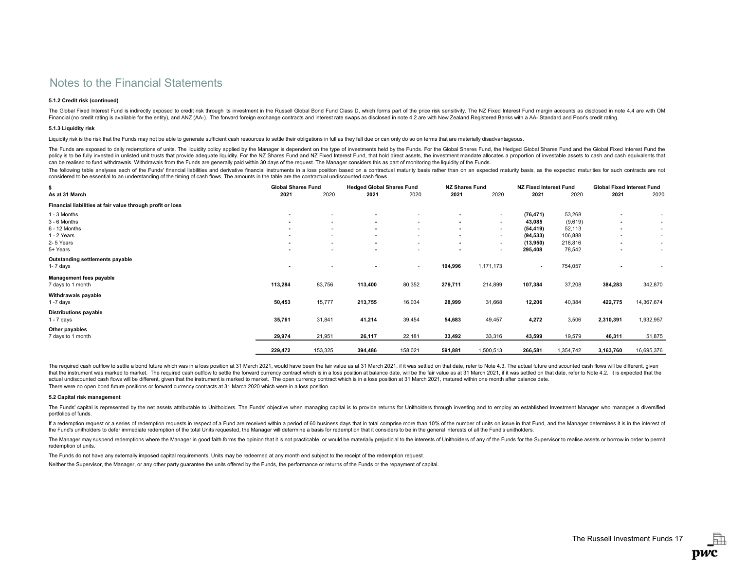# Notes to the Financial Statements

**5.1.2 Credit risk (continued)**

The Global Fixed Interest Fund is indirectly exposed to credit risk through its investment in the Russell Global Bond Fund Class D, which forms part of the price risk sensitivity. The NZ Fixed Interest Fund margin accounts as disclosed in note 4.4 are with OM Financial (no credit rating is available for the entity), and ANZ (AA-). The forward foreign exchange contracts and interest rate swaps as disclosed in note 4.2 are with New Zealand Registered Banks with a AA- Standard and Poor's credit rating.

**5.1.3 Liquidity risk**

Liquidity risk is the risk that the Funds may not be able to generate sufficient cash resources to settle their obligations in full as they fall due or can only do so on terms that are materially disadvantageous.

The Funds are exposed to daily redemptions of units. The liquidity policy applied by the Manager is dependent on the type of investments held by the Funds. For the Global Shares Fund, the Hedged Global Shares Fund and the Global Fixed Interest Fund the policy is to be fully invested in unlisted unit trusts that provide adequate liquidity. For the NZ Shares Fund and NZ Fixed Interest Fund, that hold direct assets, the investment mandate allocates a proportion of investable assets to cash and cash equivalents that can be realised to fund withdrawals. Withdrawals from the Funds are generally paid within 30 days of the request. The Manager considers this as part of monitoring the liquidity of the Funds.

The following table analyses each of the Funds' financial liabilities and derivative financial instruments in a loss position based on a contractual maturity basis rather than on an expected maturity basis, as the expected maturities for such contracts are not considered to be essential to an understanding of the timing of cash flows. The amounts in the table are the contractual undiscounted cash flows.

| $ | Global Shares Fund | | Hedged Global Shares Fund | | NZ Shares Fund | | NZ Fixed Interest Fund | | Global Fixed Interest Fund | |
|---|---|---|---|---|---|---|---|---|---|---|
| **As at 31 March** | **2021** | 2020 | **2021** | 2020 | **2021** | 2020 | **2021** | 2020 | **2021** | 2020 |
| **Financial liabilities at fair value through profit or loss** | | | | | | | | | | |
| 1 - 3 Months | **-** | - | **-** | - | **-** | - | **(76,471)** | 53,268 | **-** | - |
| 3 - 6 Months | **-** | - | **-** | - | **-** | - | **43,085** | (9,619) | **-** | - |
| 6 - 12 Months | **-** | - | **-** | - | **-** | - | **(54,419)** | 52,113 | **-** | - |
| 1 - 2 Years | **-** | - | **-** | - | **-** | - | **(94,533)** | 106,888 | **-** | - |
| 2- 5 Years | **-** | - | **-** | - | **-** | - | **(13,950)** | 218,816 | **-** | - |
| 5+ Years | **-** | - | **-** | - | **-** | - | **295,408** | 78,542 | **-** | - |
| **Outstanding settlements payable** | | | | | | | | | | |
| 1- 7 days | **-** | - | **-** | - | **194,996** | 1,171,173 | **-** | 754,057 | **-** | - |
| **Management fees payable** | | | | | | | | | | |
| 7 days to 1 month | **113,284** | 83,756 | **113,400** | 80,352 | **279,711** | 214,899 | **107,384** | 37,208 | **384,283** | 342,870 |
| **Withdrawals payable** | | | | | | | | | | |
| 1 -7 days | **50,453** | 15,777 | **213,755** | 16,034 | **28,999** | 31,668 | **12,206** | 40,384 | **422,775** | 14,367,674 |
| **Distributions payable** | | | | | | | | | | |
| 1 - 7 days | **35,761** | 31,841 | **41,214** | 39,454 | **54,683** | 49,457 | **4,272** | 3,506 | **2,310,391** | 1,932,957 |
| **Other payables** | | | | | | | | | | |
| 7 days to 1 month | **29,974** | 21,951 | **26,117** | 22,181 | **33,492** | 33,316 | **43,599** | 19,579 | **46,311** | 51,875 |
| | **229,472** | 153,325 | **394,486** | 158,021 | **591,881** | 1,500,513 | **266,581** | 1,354,742 | **3,163,760** | 16,695,376 |

The required cash outflow to settle a bond future which was in a loss position at 31 March 2021, would have been the fair value as at 31 March 2021, if it was settled on that date, refer to Note 4.3. The actual future undiscounted cash flows will be different, given that the instrument was marked to market. The required cash outflow to settle the forward currency contract which is in a loss position at balance date, will be the fair value as at 31 March 2021, if it was settled on that date, refer to Note 4.2. It is expected that the actual undiscounted cash flows will be different, given that the instrument is marked to market. The open currency contract which is in a loss position at 31 March 2021, matured within one month after balance date.

There were no open bond future positions or forward currency contracts at 31 March 2020 which were in a loss position.

**5.2 Capital risk management**

The Funds' capital is represented by the net assets attributable to Unitholders. The Funds' objective when managing capital is to provide returns for Unitholders through investing and to employ an established Investment Manager who manages a diversified portfolios of funds.

If a redemption request or a series of redemption requests in respect of a Fund are received within a period of 60 business days that in total comprise more than 10% of the number of units on issue in that Fund, and the Manager determines it is in the interest of the Fund's unitholders to defer immediate redemption of the total Units requested, the Manager will determine a basis for redemption that it considers to be in the general interests of all the Fund's unitholders.

The Manager may suspend redemptions where the Manager in good faith forms the opinion that it is not practicable, or would be materially prejudicial to the interests of Unitholders of any of the Funds for the Supervisor to realise assets or borrow in order to permit redemption of units.

The Funds do not have any externally imposed capital requirements. Units may be redeemed at any month end subject to the receipt of the redemption request.

Neither the Supervisor, the Manager, or any other party guarantee the units offered by the Funds, the performance or returns of the Funds or the repayment of capital.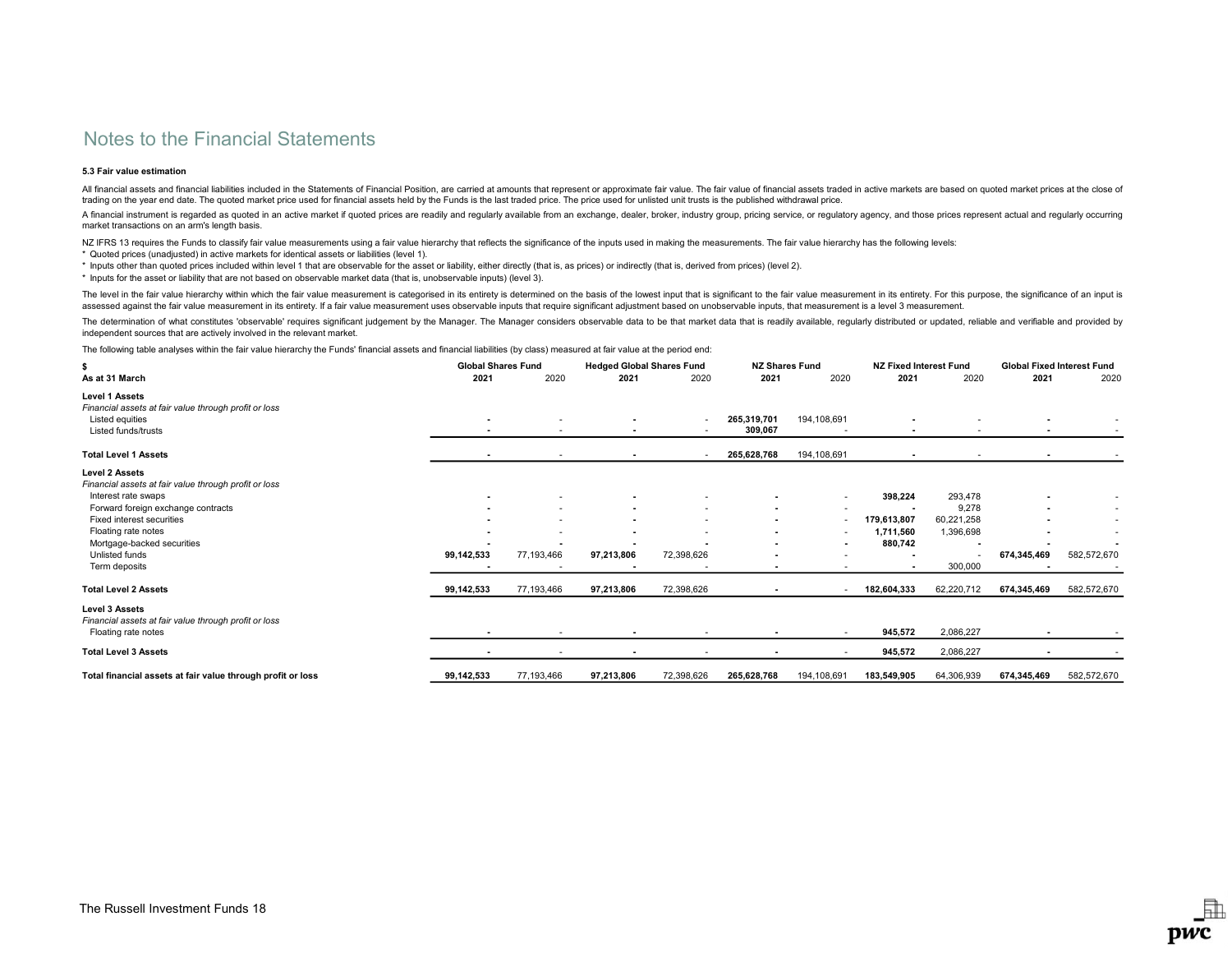# Notes to the Financial Statements

### 5.3 Fair value estimation

All financial assets and financial liabilities included in the Statements of Financial Position, are carried at amounts that represent or approximate fair value. The fair value of financial assets traded in active markets are based on quoted market prices at the close of trading on the year end date. The quoted market price used for financial assets held by the Funds is the last traded price. The price used for unlisted unit trusts is the published withdrawal price.

A financial instrument is regarded as quoted in an active market if quoted prices are readily and regularly available from an exchange, dealer, broker, industry group, pricing service, or regulatory agency, and those prices represent actual and regularly occurring market transactions on an arm's length basis.

NZ IFRS 13 requires the Funds to classify fair value measurements using a fair value hierarchy that reflects the significance of the inputs used in making the measurements. The fair value hierarchy has the following levels:
* Quoted prices (unadjusted) in active markets for identical assets or liabilities (level 1).
* Inputs other than quoted prices included within level 1 that are observable for the asset or liability, either directly (that is, as prices) or indirectly (that is, derived from prices) (level 2).
* Inputs for the asset or liability that are not based on observable market data (that is, unobservable inputs) (level 3).

The level in the fair value hierarchy within which the fair value measurement is categorised in its entirety is determined on the basis of the lowest input that is significant to the fair value measurement in its entirety. For this purpose, the significance of an input is assessed against the fair value measurement in its entirety. If a fair value measurement uses observable inputs that require significant adjustment based on unobservable inputs, that measurement is a level 3 measurement.

The determination of what constitutes 'observable' requires significant judgement by the Manager. The Manager considers observable data to be that market data that is readily available, regularly distributed or updated, reliable and verifiable and provided by independent sources that are actively involved in the relevant market.

The following table analyses within the fair value hierarchy the Funds' financial assets and financial liabilities (by class) measured at fair value at the period end:

| $ | Global Shares Fund | | Hedged Global Shares Fund | | NZ Shares Fund | | NZ Fixed Interest Fund | | Global Fixed Interest Fund | |
|---|---|---|---|---|---|---|---|---|---|---|
| As at 31 March | **2021** | 2020 | **2021** | 2020 | **2021** | 2020 | **2021** | 2020 | **2021** | 2020 |
| **Level 1 Assets** | | | | | | | | | | |
| *Financial assets at fair value through profit or loss* | | | | | | | | | | |
| Listed equities | **-** | - | **-** | - | **265,319,701** | 194,108,691 | **-** | - | **-** | - |
| Listed funds/trusts | **-** | - | **-** | - | **309,067** | - | **-** | - | **-** | - |
| **Total Level 1 Assets** | **-** | - | **-** | - | **265,628,768** | 194,108,691 | **-** | - | **-** | - |
| **Level 2 Assets** | | | | | | | | | | |
| *Financial assets at fair value through profit or loss* | | | | | | | | | | |
| Interest rate swaps | **-** | - | **-** | - | **-** | - | **398,224** | 293,478 | **-** | - |
| Forward foreign exchange contracts | **-** | - | **-** | - | **-** | - | **-** | 9,278 | **-** | - |
| Fixed interest securities | **-** | - | **-** | - | **-** | - | **179,613,807** | 60,221,258 | **-** | - |
| Floating rate notes | **-** | - | **-** | - | **-** | - | **1,711,560** | 1,396,698 | **-** | - |
| Mortgage-backed securities | **-** | **-** | **-** | **-** | **-** | **-** | **880,742** | **-** | **-** | **-** |
| Unlisted funds | **99,142,533** | 77,193,466 | **97,213,806** | 72,398,626 | **-** | - | **-** | - | **674,345,469** | 582,572,670 |
| Term deposits | **-** | - | **-** | - | **-** | - | **-** | 300,000 | **-** | - |
| **Total Level 2 Assets** | **99,142,533** | 77,193,466 | **97,213,806** | 72,398,626 | **-** | - | **182,604,333** | 62,220,712 | **674,345,469** | 582,572,670 |
| **Level 3 Assets** | | | | | | | | | | |
| *Financial assets at fair value through profit or loss* | | | | | | | | | | |
| Floating rate notes | **-** | - | **-** | - | **-** | - | **945,572** | 2,086,227 | **-** | - |
| **Total Level 3 Assets** | **-** | - | **-** | - | **-** | - | **945,572** | 2,086,227 | **-** | - |
| **Total financial assets at fair value through profit or loss** | **99,142,533** | 77,193,466 | **97,213,806** | 72,398,626 | **265,628,768** | 194,108,691 | **183,549,905** | 64,306,939 | **674,345,469** | 582,572,670 |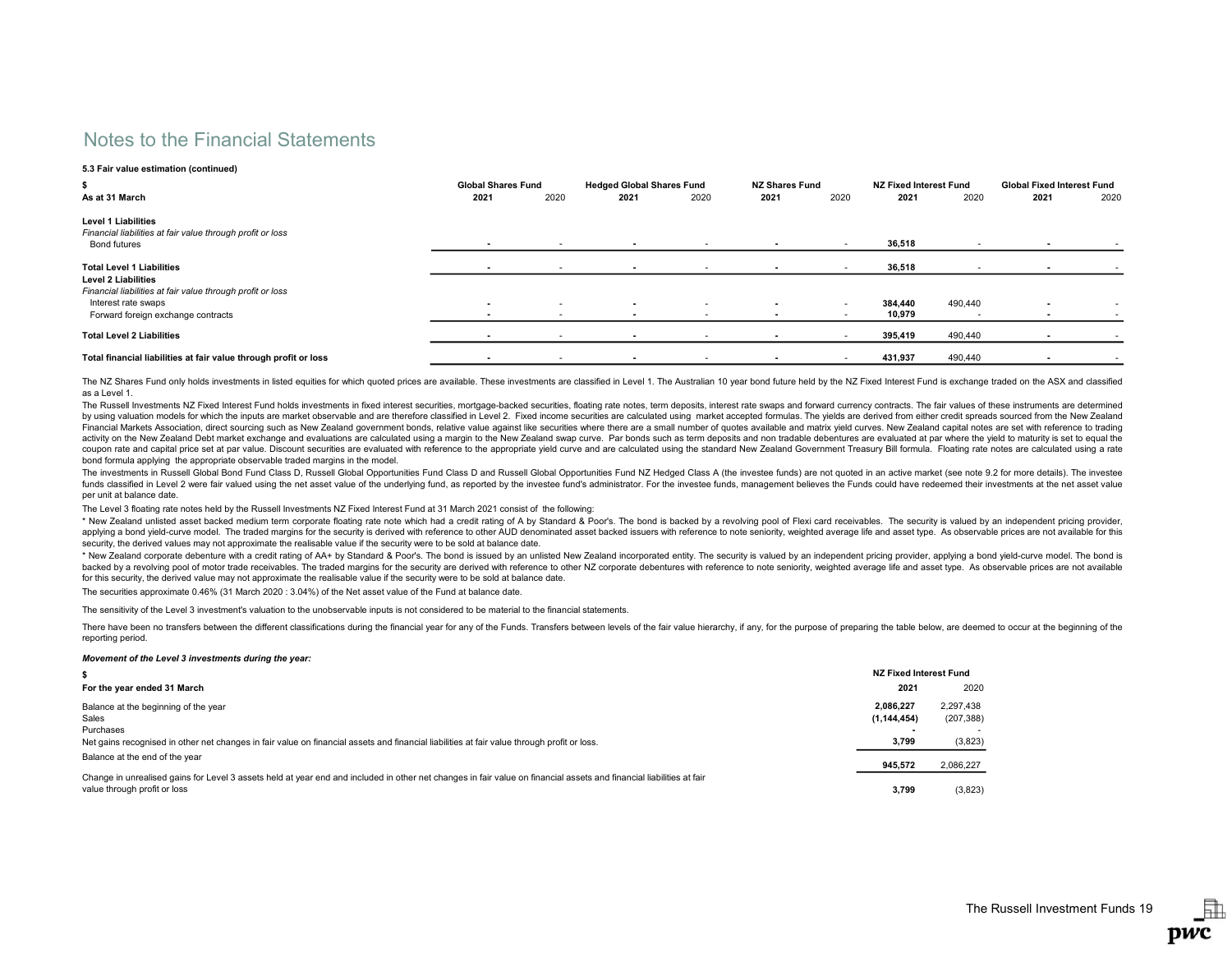# Notes to the Financial Statements

**5.3 Fair value estimation (continued)**

| $ | Global Shares Fund | | Hedged Global Shares Fund | | NZ Shares Fund | | NZ Fixed Interest Fund | | Global Fixed Interest Fund | |
|---|---|---|---|---|---|---|---|---|---|---|
| **As at 31 March** | **2021** | 2020 | **2021** | 2020 | **2021** | 2020 | **2021** | 2020 | **2021** | 2020 |
| **Level 1 Liabilities** | | | | | | | | | | |
| *Financial liabilities at fair value through profit or loss* | | | | | | | | | | |
| Bond futures | **-** | - | **-** | - | **-** | - | **36,518** | - | **-** | - |
| **Total Level 1 Liabilities** | **-** | - | **-** | - | **-** | - | **36,518** | - | **-** | - |
| **Level 2 Liabilities** | | | | | | | | | | |
| *Financial liabilities at fair value through profit or loss* | | | | | | | | | | |
| Interest rate swaps | **-** | - | **-** | - | **-** | - | **384,440** | 490,440 | **-** | - |
| Forward foreign exchange contracts | **-** | - | **-** | - | **-** | - | **10,979** | - | **-** | - |
| **Total Level 2 Liabilities** | **-** | - | **-** | - | **-** | - | **395,419** | 490,440 | **-** | - |
| **Total financial liabilities at fair value through profit or loss** | **-** | - | **-** | - | **-** | - | **431,937** | 490,440 | **-** | - |

The NZ Shares Fund only holds investments in listed equities for which quoted prices are available. These investments are classified in Level 1. The Australian 10 year bond future held by the NZ Fixed Interest Fund is exchange traded on the ASX and classified as a Level 1.

The Russell Investments NZ Fixed Interest Fund holds investments in fixed interest securities, mortgage-backed securities, floating rate notes, term deposits, interest rate swaps and forward currency contracts. The fair values of these instruments are determined by using valuation models for which the inputs are market observable and are therefore classified in Level 2. Fixed income securities are calculated using market accepted formulas. The yields are derived from either credit spreads sourced from the New Zealand Financial Markets Association, direct sourcing such as New Zealand government bonds, relative value against like securities where there are a small number of quotes available and matrix yield curves. New Zealand capital notes are set with reference to trading activity on the New Zealand Debt market exchange and evaluations are calculated using a margin to the New Zealand swap curve. Par bonds such as term deposits and non tradable debentures are evaluated at par where the yield to maturity is set to equal the coupon rate and capital price set at par value. Discount securities are evaluated with reference to the appropriate yield curve and are calculated using the standard New Zealand Government Treasury Bill formula. Floating rate notes are calculated using a rate bond formula applying the appropriate observable traded margins in the model.

The investments in Russell Global Bond Fund Class D, Russell Global Opportunities Fund Class D and Russell Global Opportunities Fund NZ Hedged Class A (the investee funds) are not quoted in an active market (see note 9.2 for more details). The investee funds classified in Level 2 were fair valued using the net asset value of the underlying fund, as reported by the investee fund's administrator. For the investee funds, management believes the Funds could have redeemed their investments at the net asset value per unit at balance date.

The Level 3 floating rate notes held by the Russell Investments NZ Fixed Interest Fund at 31 March 2021 consist of the following:

* New Zealand unlisted asset backed medium term corporate floating rate note which had a credit rating of A by Standard & Poor's. The bond is backed by a revolving pool of Flexi card receivables. The security is valued by an independent pricing provider, applying a bond yield-curve model. The traded margins for the security is derived with reference to other AUD denominated asset backed issuers with reference to note seniority, weighted average life and asset type. As observable prices are not available for this security, the derived values may not approximate the realisable value if the security were to be sold at balance date.
* New Zealand corporate debenture with a credit rating of AA+ by Standard & Poor's. The bond is issued by an unlisted New Zealand incorporated entity. The security is valued by an independent pricing provider, applying a bond yield-curve model. The bond is backed by a revolving pool of motor trade receivables. The traded margins for the security are derived with reference to other NZ corporate debentures with reference to note seniority, weighted average life and asset type. As observable prices are not available for this security, the derived value may not approximate the realisable value if the security were to be sold at balance date.

The securities approximate 0.46% (31 March 2020 : 3.04%) of the Net asset value of the Fund at balance date.

The sensitivity of the Level 3 investment's valuation to the unobservable inputs is not considered to be material to the financial statements.

There have been no transfers between the different classifications during the financial year for any of the Funds. Transfers between levels of the fair value hierarchy, if any, for the purpose of preparing the table below, are deemed to occur at the beginning of the reporting period.

***Movement of the Level 3 investments during the year:***

| $ | NZ Fixed Interest Fund | |
|---|---|---|
| **For the year ended 31 March** | **2021** | 2020 |
| Balance at the beginning of the year | **2,086,227** | 2,297,438 |
| Sales | **(1,144,454)** | (207,388) |
| Purchases | **-** | - |
| Net gains recognised in other net changes in fair value on financial assets and financial liabilities at fair value through profit or loss. | **3,799** | (3,823) |
| Balance at the end of the year | **945,572** | 2,086,227 |
| Change in unrealised gains for Level 3 assets held at year end and included in other net changes in fair value on financial assets and financial liabilities at fair value through profit or loss | **3,799** | (3,823) |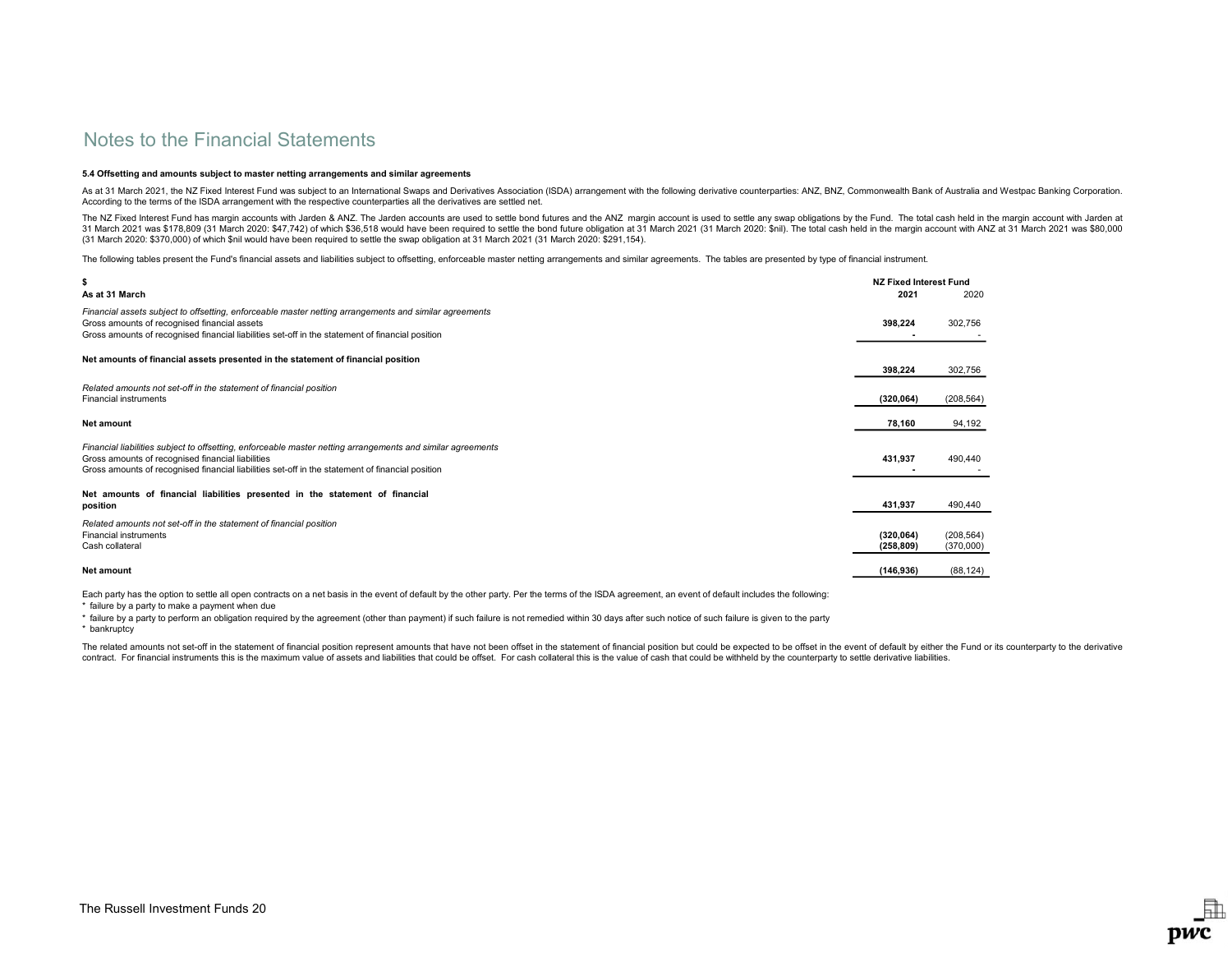# Notes to the Financial Statements

### 5.4 Offsetting and amounts subject to master netting arrangements and similar agreements

As at 31 March 2021, the NZ Fixed Interest Fund was subject to an International Swaps and Derivatives Association (ISDA) arrangement with the following derivative counterparties: ANZ, BNZ, Commonwealth Bank of Australia and Westpac Banking Corporation. According to the terms of the ISDA arrangement with the respective counterparties all the derivatives are settled net.

The NZ Fixed Interest Fund has margin accounts with Jarden & ANZ. The Jarden accounts are used to settle bond futures and the ANZ margin account is used to settle any swap obligations by the Fund. The total cash held in the margin account with Jarden at 31 March 2021 was $178,809 (31 March 2020: $47,742) of which $36,518 would have been required to settle the bond future obligation at 31 March 2021 (31 March 2020: $nil). The total cash held in the margin account with ANZ at 31 March 2021 was $80,000 (31 March 2020: $370,000) of which $nil would have been required to settle the swap obligation at 31 March 2021 (31 March 2020: $291,154).

The following tables present the Fund's financial assets and liabilities subject to offsetting, enforceable master netting arrangements and similar agreements. The tables are presented by type of financial instrument.

| $ | NZ Fixed Interest Fund | |
|---|---|---|
| **As at 31 March** | **2021** | 2020 |
| *Financial assets subject to offsetting, enforceable master netting arrangements and similar agreements* | | |
| Gross amounts of recognised financial assets | **398,224** | 302,756 |
| Gross amounts of recognised financial liabilities set-off in the statement of financial position | **-** | - |
| **Net amounts of financial assets presented in the statement of financial position** | **398,224** | 302,756 |
| *Related amounts not set-off in the statement of financial position* | | |
| Financial instruments | **(320,064)** | (208,564) |
| **Net amount** | **78,160** | 94,192 |
| *Financial liabilities subject to offsetting, enforceable master netting arrangements and similar agreements* | | |
| Gross amounts of recognised financial liabilities | **431,937** | 490,440 |
| Gross amounts of recognised financial liabilities set-off in the statement of financial position | **-** | - |
| **Net amounts of financial liabilities presented in the statement of financial position** | **431,937** | 490,440 |
| *Related amounts not set-off in the statement of financial position* | | |
| Financial instruments | **(320,064)** | (208,564) |
| Cash collateral | **(258,809)** | (370,000) |
| **Net amount** | **(146,936)** | (88,124) |

Each party has the option to settle all open contracts on a net basis in the event of default by the other party. Per the terms of the ISDA agreement, an event of default includes the following:

* failure by a party to make a payment when due
* failure by a party to perform an obligation required by the agreement (other than payment) if such failure is not remedied within 30 days after such notice of such failure is given to the party
* bankruptcy

The related amounts not set-off in the statement of financial position represent amounts that have not been offset in the statement of financial position but could be expected to be offset in the event of default by either the Fund or its counterparty to the derivative contract. For financial instruments this is the maximum value of assets and liabilities that could be offset. For cash collateral this is the value of cash that could be withheld by the counterparty to settle derivative liabilities.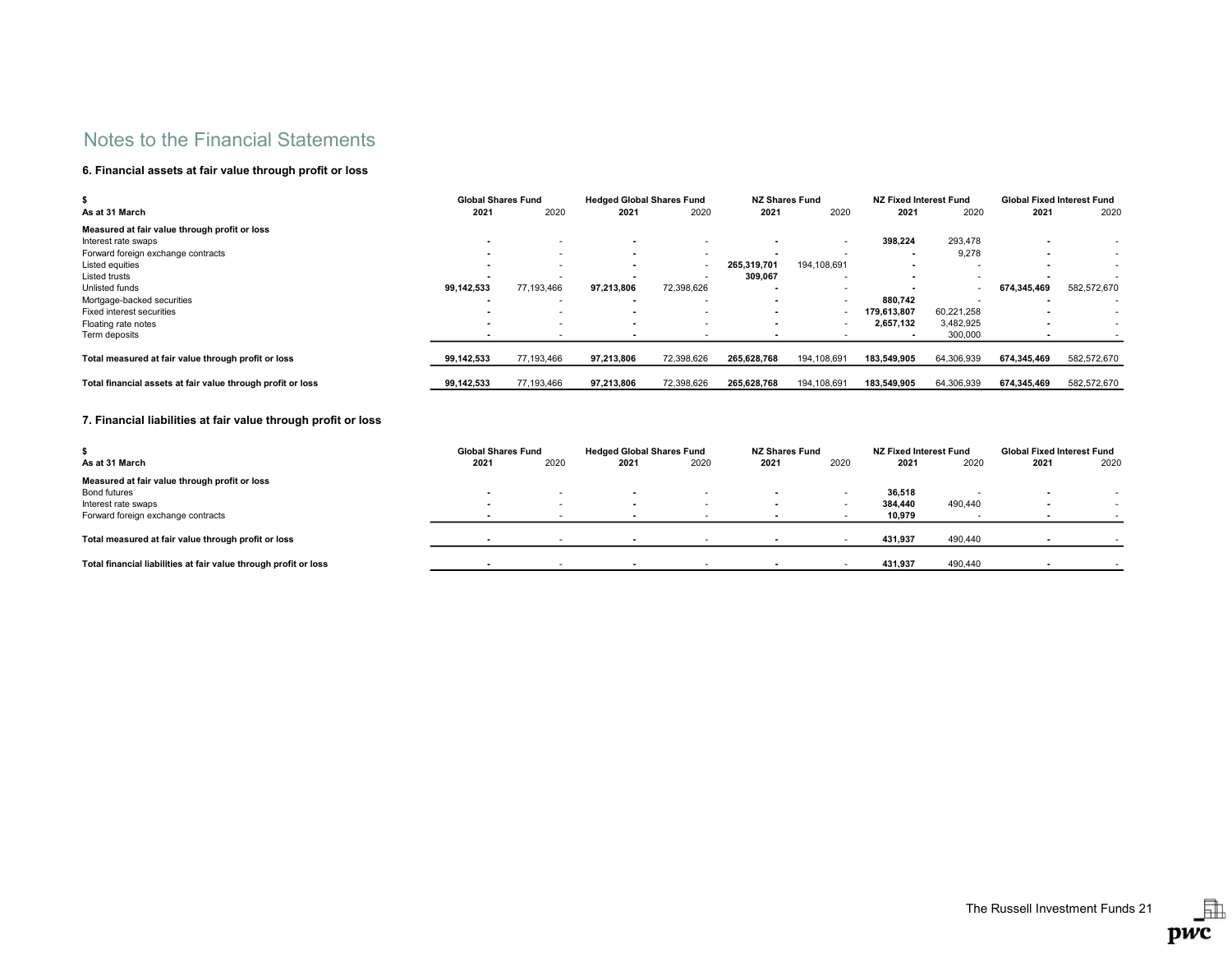# Notes to the Financial Statements

## 6. Financial assets at fair value through profit or loss

| $ | Global Shares Fund | | Hedged Global Shares Fund | | NZ Shares Fund | | NZ Fixed Interest Fund | | Global Fixed Interest Fund | |
|---|---|---|---|---|---|---|---|---|---|---|
| **As at 31 March** | **2021** | 2020 | **2021** | 2020 | **2021** | 2020 | **2021** | 2020 | **2021** | 2020 |
| **Measured at fair value through profit or loss** | | | | | | | | | | |
| Interest rate swaps | **-** | - | **-** | - | **-** | - | **398,224** | 293,478 | **-** | - |
| Forward foreign exchange contracts | **-** | - | **-** | - | **-** | - | **-** | 9,278 | **-** | - |
| Listed equities | **-** | - | **-** | - | **265,319,701** | 194,108,691 | **-** | - | **-** | - |
| Listed trusts | **-** | - | **-** | - | **309,067** | - | **-** | - | **-** | - |
| Unlisted funds | **99,142,533** | 77,193,466 | **97,213,806** | 72,398,626 | **-** | - | **-** | - | **674,345,469** | 582,572,670 |
| Mortgage-backed securities | **-** | - | **-** | - | **-** | - | **880,742** | - | **-** | - |
| Fixed interest securities | **-** | - | **-** | - | **-** | - | **179,613,807** | 60,221,258 | **-** | - |
| Floating rate notes | **-** | - | **-** | - | **-** | - | **2,657,132** | 3,482,925 | **-** | - |
| Term deposits | **-** | - | **-** | - | **-** | - | **-** | 300,000 | **-** | - |
| **Total measured at fair value through profit or loss** | **99,142,533** | 77,193,466 | **97,213,806** | 72,398,626 | **265,628,768** | 194,108,691 | **183,549,905** | 64,306,939 | **674,345,469** | 582,572,670 |
| **Total financial assets at fair value through profit or loss** | **99,142,533** | 77,193,466 | **97,213,806** | 72,398,626 | **265,628,768** | 194,108,691 | **183,549,905** | 64,306,939 | **674,345,469** | 582,572,670 |

## 7. Financial liabilities at fair value through profit or loss

| $ | Global Shares Fund | | Hedged Global Shares Fund | | NZ Shares Fund | | NZ Fixed Interest Fund | | Global Fixed Interest Fund | |
|---|---|---|---|---|---|---|---|---|---|---|
| **As at 31 March** | **2021** | 2020 | **2021** | 2020 | **2021** | 2020 | **2021** | 2020 | **2021** | 2020 |
| **Measured at fair value through profit or loss** | | | | | | | | | | |
| Bond futures | **-** | - | **-** | - | **-** | - | **36,518** | - | **-** | - |
| Interest rate swaps | **-** | - | **-** | - | **-** | - | **384,440** | 490,440 | **-** | - |
| Forward foreign exchange contracts | **-** | - | **-** | - | **-** | - | **10,979** | - | **-** | - |
| **Total measured at fair value through profit or loss** | **-** | - | **-** | - | **-** | - | **431,937** | 490,440 | **-** | - |
| **Total financial liabilities at fair value through profit or loss** | **-** | - | **-** | - | **-** | - | **431,937** | 490,440 | **-** | - |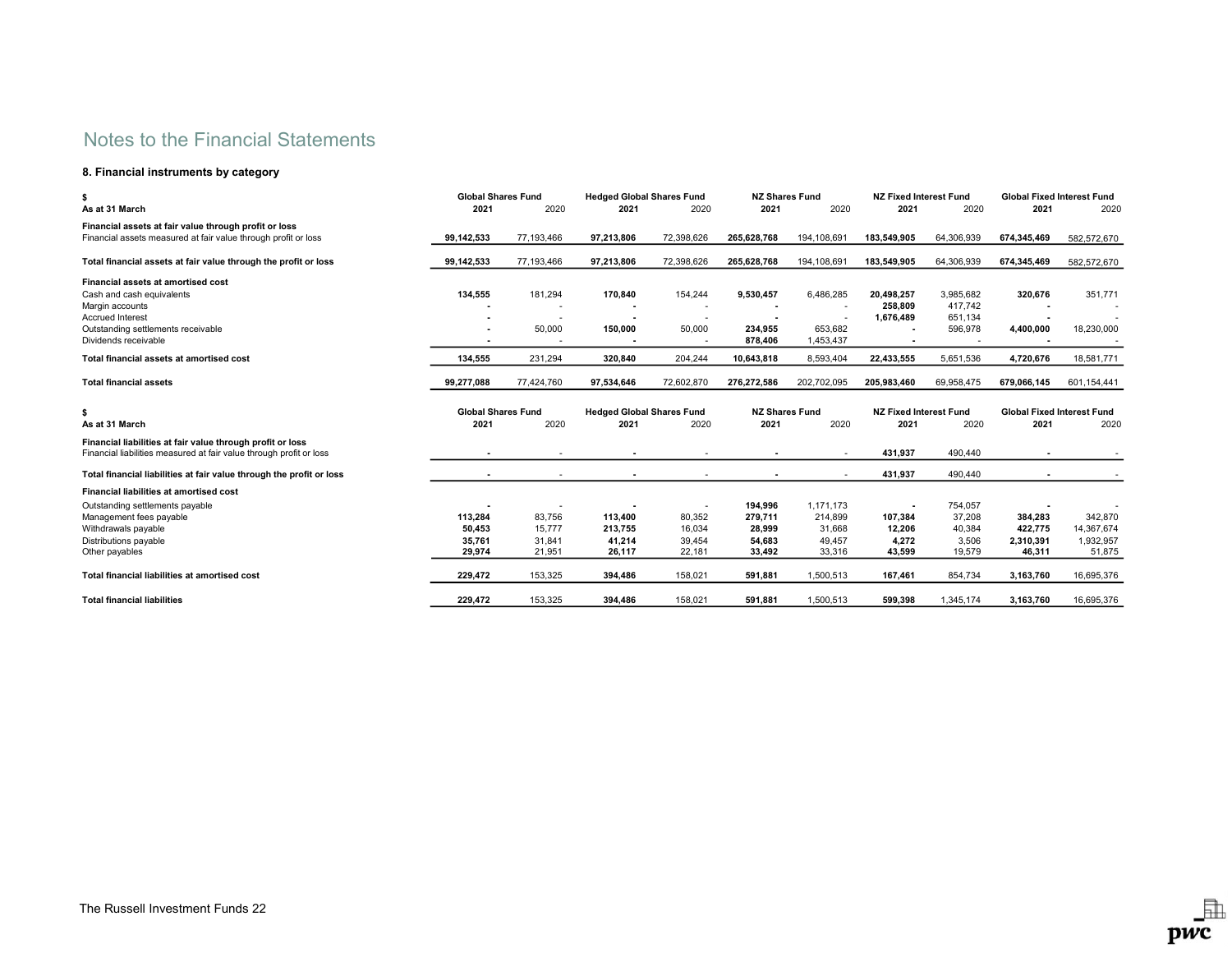# Notes to the Financial Statements

## 8. Financial instruments by category

| $ | Global Shares Fund | | Hedged Global Shares Fund | | NZ Shares Fund | | NZ Fixed Interest Fund | | Global Fixed Interest Fund | |
|---|---|---|---|---|---|---|---|---|---|---|
| **As at 31 March** | **2021** | 2020 | **2021** | 2020 | **2021** | 2020 | **2021** | 2020 | **2021** | 2020 |
| **Financial assets at fair value through profit or loss** | | | | | | | | | | |
| Financial assets measured at fair value through profit or loss | **99,142,533** | 77,193,466 | **97,213,806** | 72,398,626 | **265,628,768** | 194,108,691 | **183,549,905** | 64,306,939 | **674,345,469** | 582,572,670 |
| **Total financial assets at fair value through the profit or loss** | **99,142,533** | 77,193,466 | **97,213,806** | 72,398,626 | **265,628,768** | 194,108,691 | **183,549,905** | 64,306,939 | **674,345,469** | 582,572,670 |
| **Financial assets at amortised cost** | | | | | | | | | | |
| Cash and cash equivalents | **134,555** | 181,294 | **170,840** | 154,244 | **9,530,457** | 6,486,285 | **20,498,257** | 3,985,682 | **320,676** | 351,771 |
| Margin accounts | **-** | - | **-** | - | **-** | - | **258,809** | 417,742 | **-** | - |
| Accrued Interest | **-** | - | **-** | - | **-** | - | **1,676,489** | 651,134 | **-** | - |
| Outstanding settlements receivable | **-** | 50,000 | **150,000** | 50,000 | **234,955** | 653,682 | **-** | 596,978 | **4,400,000** | 18,230,000 |
| Dividends receivable | **-** | - | **-** | - | **878,406** | 1,453,437 | **-** | - | **-** | - |
| **Total financial assets at amortised cost** | **134,555** | 231,294 | **320,840** | 204,244 | **10,643,818** | 8,593,404 | **22,433,555** | 5,651,536 | **4,720,676** | 18,581,771 |
| **Total financial assets** | **99,277,088** | 77,424,760 | **97,534,646** | 72,602,870 | **276,272,586** | 202,702,095 | **205,983,460** | 69,958,475 | **679,066,145** | 601,154,441 |

| $ | Global Shares Fund | | Hedged Global Shares Fund | | NZ Shares Fund | | NZ Fixed Interest Fund | | Global Fixed Interest Fund | |
|---|---|---|---|---|---|---|---|---|---|---|
| **As at 31 March** | **2021** | 2020 | **2021** | 2020 | **2021** | 2020 | **2021** | 2020 | **2021** | 2020 |
| **Financial liabilities at fair value through profit or loss** | | | | | | | | | | |
| Financial liabilities measured at fair value through profit or loss | **-** | - | **-** | - | **-** | - | **431,937** | 490,440 | **-** | - |
| **Total financial liabilities at fair value through the profit or loss** | **-** | - | **-** | - | **-** | - | **431,937** | 490,440 | **-** | - |
| **Financial liabilities at amortised cost** | | | | | | | | | | |
| Outstanding settlements payable | **-** | - | **-** | - | **194,996** | 1,171,173 | **-** | 754,057 | **-** | - |
| Management fees payable | **113,284** | 83,756 | **113,400** | 80,352 | **279,711** | 214,899 | **107,384** | 37,208 | **384,283** | 342,870 |
| Withdrawals payable | **50,453** | 15,777 | **213,755** | 16,034 | **28,999** | 31,668 | **12,206** | 40,384 | **422,775** | 14,367,674 |
| Distributions payable | **35,761** | 31,841 | **41,214** | 39,454 | **54,683** | 49,457 | **4,272** | 3,506 | **2,310,391** | 1,932,957 |
| Other payables | **29,974** | 21,951 | **26,117** | 22,181 | **33,492** | 33,316 | **43,599** | 19,579 | **46,311** | 51,875 |
| **Total financial liabilities at amortised cost** | **229,472** | 153,325 | **394,486** | 158,021 | **591,881** | 1,500,513 | **167,461** | 854,734 | **3,163,760** | 16,695,376 |
| **Total financial liabilities** | **229,472** | 153,325 | **394,486** | 158,021 | **591,881** | 1,500,513 | **599,398** | 1,345,174 | **3,163,760** | 16,695,376 |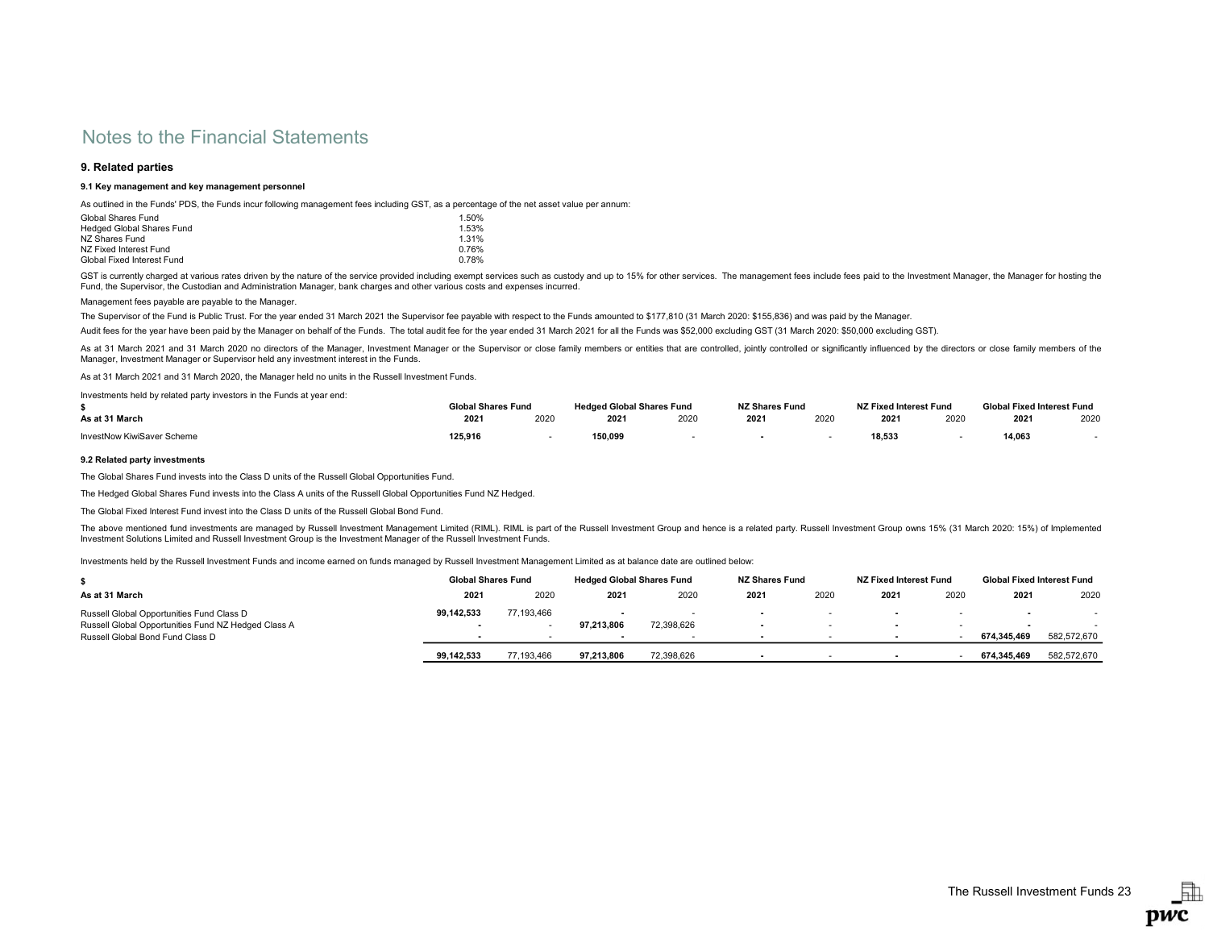# Notes to the Financial Statements

## 9. Related parties

### 9.1 Key management and key management personnel

As outlined in the Funds' PDS, the Funds incur following management fees including GST, as a percentage of the net asset value per annum:

| | |
|---|---|
| Global Shares Fund | 1.50% |
| Hedged Global Shares Fund | 1.53% |
| NZ Shares Fund | 1.31% |
| NZ Fixed Interest Fund | 0.76% |
| Global Fixed Interest Fund | 0.78% |

GST is currently charged at various rates driven by the nature of the service provided including exempt services such as custody and up to 15% for other services. The management fees include fees paid to the Investment Manager, the Manager for hosting the Fund, the Supervisor, the Custodian and Administration Manager, bank charges and other various costs and expenses incurred.

Management fees payable are payable to the Manager.

The Supervisor of the Fund is Public Trust. For the year ended 31 March 2021 the Supervisor fee payable with respect to the Funds amounted to $177,810 (31 March 2020: $155,836) and was paid by the Manager.

Audit fees for the year have been paid by the Manager on behalf of the Funds. The total audit fee for the year ended 31 March 2021 for all the Funds was $52,000 excluding GST (31 March 2020: $50,000 excluding GST).

As at 31 March 2021 and 31 March 2020 no directors of the Manager, Investment Manager or the Supervisor or close family members or entities that are controlled, jointly controlled or significantly influenced by the directors or close family members of the Manager, Investment Manager or Supervisor held any investment interest in the Funds.

As at 31 March 2021 and 31 March 2020, the Manager held no units in the Russell Investment Funds.

Investments held by related party investors in the Funds at year end:

| $ | Global Shares Fund | | Hedged Global Shares Fund | | NZ Shares Fund | | NZ Fixed Interest Fund | | Global Fixed Interest Fund | |
|---|---|---|---|---|---|---|---|---|---|---|
| **As at 31 March** | **2021** | 2020 | **2021** | 2020 | **2021** | 2020 | **2021** | 2020 | **2021** | 2020 |
| InvestNow KiwiSaver Scheme | **125,916** | - | **150,099** | - | **-** | - | **18,533** | - | **14,063** | - |

### 9.2 Related party investments

The Global Shares Fund invests into the Class D units of the Russell Global Opportunities Fund.

The Hedged Global Shares Fund invests into the Class A units of the Russell Global Opportunities Fund NZ Hedged.

The Global Fixed Interest Fund invest into the Class D units of the Russell Global Bond Fund.

The above mentioned fund investments are managed by Russell Investment Management Limited (RIML). RIML is part of the Russell Investment Group and hence is a related party. Russell Investment Group owns 15% (31 March 2020: 15%) of Implemented Investment Solutions Limited and Russell Investment Group is the Investment Manager of the Russell Investment Funds.

Investments held by the Russell Investment Funds and income earned on funds managed by Russell Investment Management Limited as at balance date are outlined below:

| $ | Global Shares Fund | | Hedged Global Shares Fund | | NZ Shares Fund | | NZ Fixed Interest Fund | | Global Fixed Interest Fund | |
|---|---|---|---|---|---|---|---|---|---|---|
| **As at 31 March** | **2021** | 2020 | **2021** | 2020 | **2021** | 2020 | **2021** | 2020 | **2021** | 2020 |
| Russell Global Opportunities Fund Class D | **99,142,533** | 77,193,466 | **-** | - | **-** | - | **-** | - | **-** | - |
| Russell Global Opportunities Fund NZ Hedged Class A | **-** | - | **97,213,806** | 72,398,626 | **-** | - | **-** | - | **-** | - |
| Russell Global Bond Fund Class D | **-** | - | **-** | - | **-** | - | **-** | - | **674,345,469** | 582,572,670 |
| | **99,142,533** | 77,193,466 | **97,213,806** | 72,398,626 | **-** | - | **-** | - | **674,345,469** | 582,572,670 |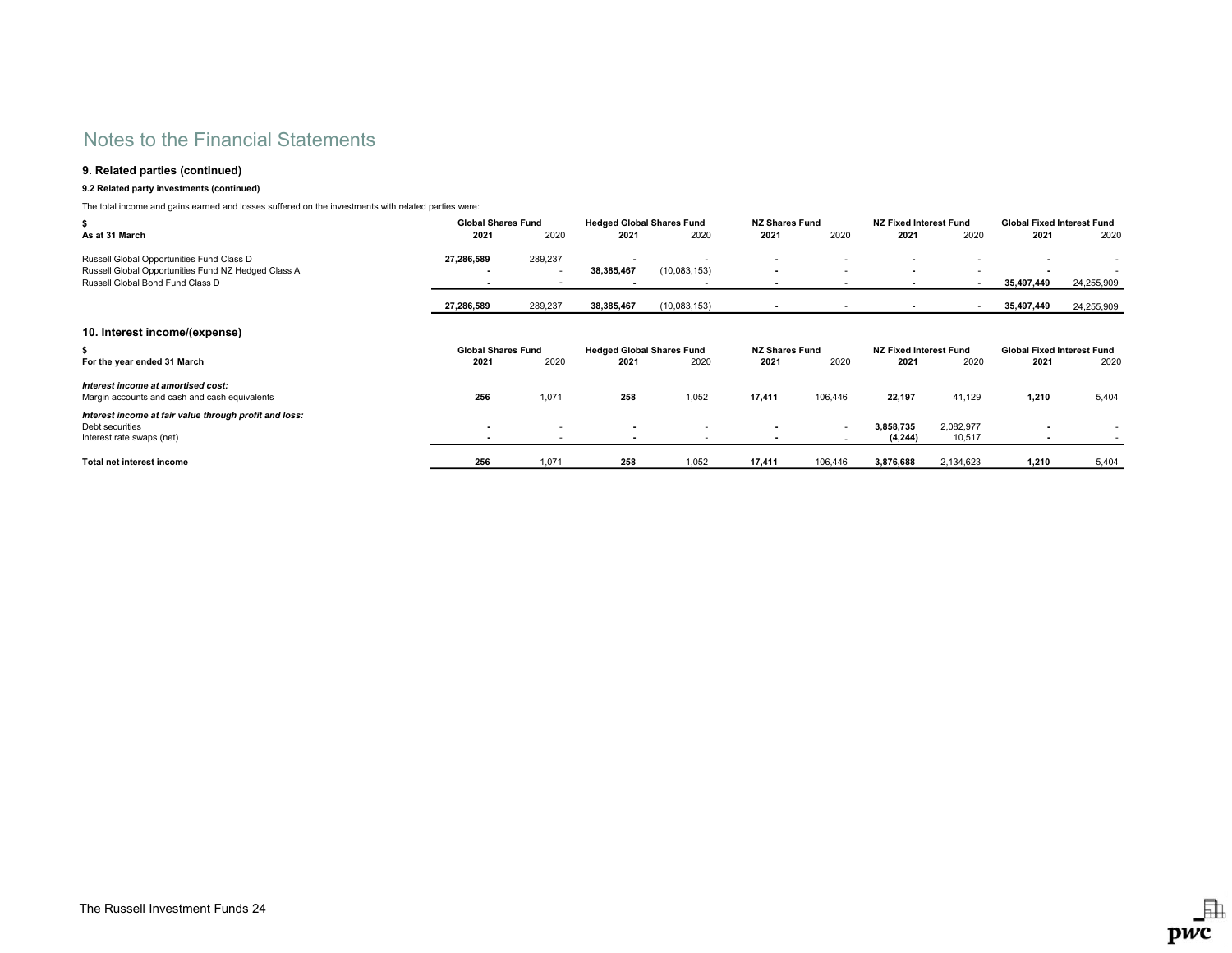# Notes to the Financial Statements

## 9. Related parties (continued)

### 9.2 Related party investments (continued)

The total income and gains earned and losses suffered on the investments with related parties were:

| $ | Global Shares Fund | | Hedged Global Shares Fund | | NZ Shares Fund | | NZ Fixed Interest Fund | | Global Fixed Interest Fund | |
|---|---|---|---|---|---|---|---|---|---|---|
| **As at 31 March** | **2021** | 2020 | **2021** | 2020 | **2021** | 2020 | **2021** | 2020 | **2021** | 2020 |
| Russell Global Opportunities Fund Class D | **27,286,589** | 289,237 | **-** | - | **-** | - | **-** | - | **-** | - |
| Russell Global Opportunities Fund NZ Hedged Class A | **-** | - | **38,385,467** | (10,083,153) | **-** | - | **-** | - | **-** | - |
| Russell Global Bond Fund Class D | **-** | - | **-** | - | **-** | - | **-** | - | **35,497,449** | 24,255,909 |
| | **27,286,589** | 289,237 | **38,385,467** | (10,083,153) | **-** | - | **-** | - | **35,497,449** | 24,255,909 |

## 10. Interest income/(expense)

| $ | Global Shares Fund | | Hedged Global Shares Fund | | NZ Shares Fund | | NZ Fixed Interest Fund | | Global Fixed Interest Fund | |
|---|---|---|---|---|---|---|---|---|---|---|
| **For the year ended 31 March** | **2021** | 2020 | **2021** | 2020 | **2021** | 2020 | **2021** | 2020 | **2021** | 2020 |
| ***Interest income at amortised cost:*** | | | | | | | | | | |
| Margin accounts and cash and cash equivalents | **256** | 1,071 | **258** | 1,052 | **17,411** | 106,446 | **22,197** | 41,129 | **1,210** | 5,404 |
| ***Interest income at fair value through profit and loss:*** | | | | | | | | | | |
| Debt securities | **-** | - | **-** | - | **-** | - | **3,858,735** | 2,082,977 | **-** | - |
| Interest rate swaps (net) | **-** | - | **-** | - | **-** | - | **(4,244)** | 10,517 | **-** | - |
| **Total net interest income** | **256** | 1,071 | **258** | 1,052 | **17,411** | 106,446 | **3,876,688** | 2,134,623 | **1,210** | 5,404 |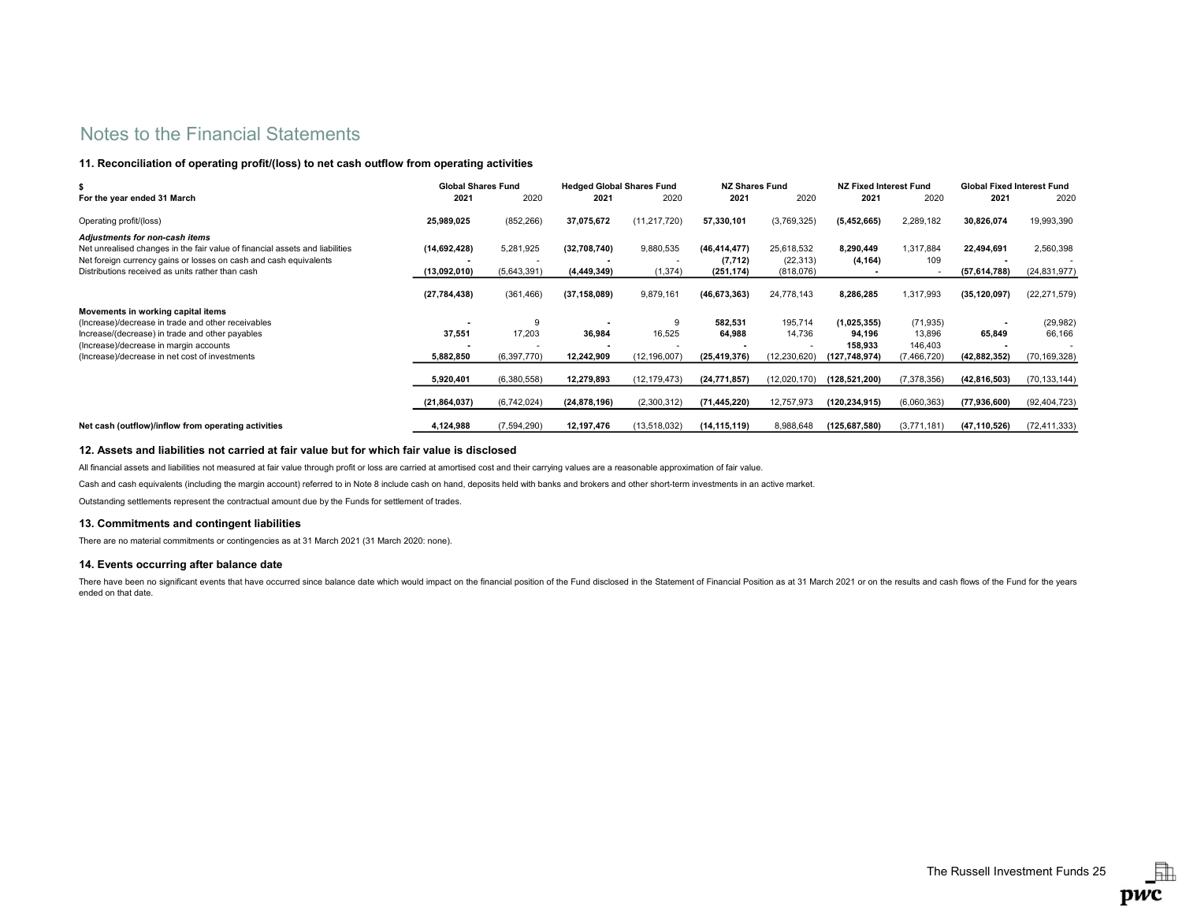# Notes to the Financial Statements

## 11. Reconciliation of operating profit/(loss) to net cash outflow from operating activities

| $ | Global Shares Fund | | Hedged Global Shares Fund | | NZ Shares Fund | | NZ Fixed Interest Fund | | Global Fixed Interest Fund | |
|---|---|---|---|---|---|---|---|---|---|---|
| **For the year ended 31 March** | **2021** | 2020 | **2021** | 2020 | **2021** | 2020 | **2021** | 2020 | **2021** | 2020 |
| Operating profit/(loss) | **25,989,025** | (852,266) | **37,075,672** | (11,217,720) | **57,330,101** | (3,769,325) | **(5,452,665)** | 2,289,182 | **30,826,074** | 19,993,390 |
| ***Adjustments for non-cash items*** | | | | | | | | | | |
| Net unrealised changes in the fair value of financial assets and liabilities | **(14,692,428)** | 5,281,925 | **(32,708,740)** | 9,880,535 | **(46,414,477)** | 25,618,532 | **8,290,449** | 1,317,884 | **22,494,691** | 2,560,398 |
| Net foreign currency gains or losses on cash and cash equivalents | **-** | - | **-** | - | **(7,712)** | (22,313) | **(4,164)** | 109 | **-** | - |
| Distributions received as units rather than cash | **(13,092,010)** | (5,643,391) | **(4,449,349)** | (1,374) | **(251,174)** | (818,076) | **-** | - | **(57,614,788)** | (24,831,977) |
| | **(27,784,438)** | (361,466) | **(37,158,089)** | 9,879,161 | **(46,673,363)** | 24,778,143 | **8,286,285** | 1,317,993 | **(35,120,097)** | (22,271,579) |
| **Movements in working capital items** | | | | | | | | | | |
| (Increase)/decrease in trade and other receivables | **-** | 9 | **-** | 9 | **582,531** | 195,714 | **(1,025,355)** | (71,935) | **-** | (29,982) |
| Increase/(decrease) in trade and other payables | **37,551** | 17,203 | **36,984** | 16,525 | **64,988** | 14,736 | **94,196** | 13,896 | **65,849** | 66,166 |
| (Increase)/decrease in margin accounts | **-** | - | **-** | - | **-** | - | **158,933** | 146,403 | **-** | - |
| (Increase)/decrease in net cost of investments | **5,882,850** | (6,397,770) | **12,242,909** | (12,196,007) | **(25,419,376)** | (12,230,620) | **(127,748,974)** | (7,466,720) | **(42,882,352)** | (70,169,328) |
| | **5,920,401** | (6,380,558) | **12,279,893** | (12,179,473) | **(24,771,857)** | (12,020,170) | **(128,521,200)** | (7,378,356) | **(42,816,503)** | (70,133,144) |
| | **(21,864,037)** | (6,742,024) | **(24,878,196)** | (2,300,312) | **(71,445,220)** | 12,757,973 | **(120,234,915)** | (6,060,363) | **(77,936,600)** | (92,404,723) |
| **Net cash (outflow)/inflow from operating activities** | **4,124,988** | (7,594,290) | **12,197,476** | (13,518,032) | **(14,115,119)** | 8,988,648 | **(125,687,580)** | (3,771,181) | **(47,110,526)** | (72,411,333) |

## 12. Assets and liabilities not carried at fair value but for which fair value is disclosed

All financial assets and liabilities not measured at fair value through profit or loss are carried at amortised cost and their carrying values are a reasonable approximation of fair value.

Cash and cash equivalents (including the margin account) referred to in Note 8 include cash on hand, deposits held with banks and brokers and other short-term investments in an active market.

Outstanding settlements represent the contractual amount due by the Funds for settlement of trades.

## 13. Commitments and contingent liabilities

There are no material commitments or contingencies as at 31 March 2021 (31 March 2020: none).

## 14. Events occurring after balance date

There have been no significant events that have occurred since balance date which would impact on the financial position of the Fund disclosed in the Statement of Financial Position as at 31 March 2021 or on the results and cash flows of the Fund for the years ended on that date.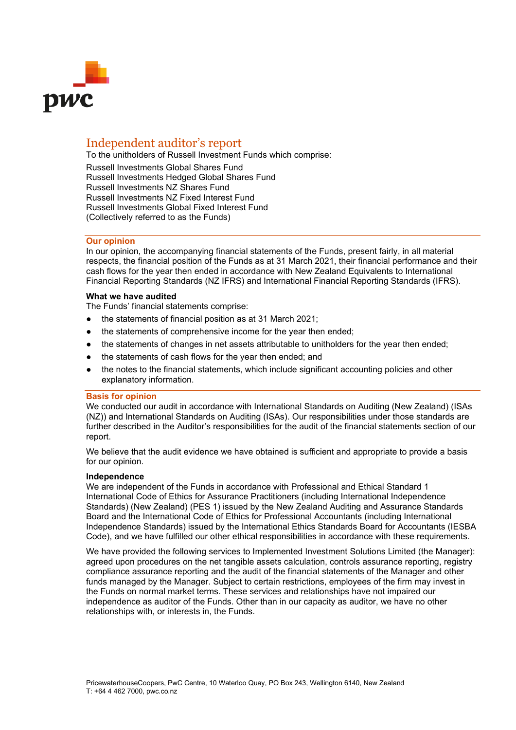# Independent auditor's report

To the unitholders of Russell Investment Funds which comprise:

Russell Investments Global Shares Fund
Russell Investments Hedged Global Shares Fund
Russell Investments NZ Shares Fund
Russell Investments NZ Fixed Interest Fund
Russell Investments Global Fixed Interest Fund
(Collectively referred to as the Funds)

## Our opinion

In our opinion, the accompanying financial statements of the Funds, present fairly, in all material respects, the financial position of the Funds as at 31 March 2021, their financial performance and their cash flows for the year then ended in accordance with New Zealand Equivalents to International Financial Reporting Standards (NZ IFRS) and International Financial Reporting Standards (IFRS).

### What we have audited

The Funds' financial statements comprise:

- the statements of financial position as at 31 March 2021;
- the statements of comprehensive income for the year then ended;
- the statements of changes in net assets attributable to unitholders for the year then ended;
- the statements of cash flows for the year then ended; and
- the notes to the financial statements, which include significant accounting policies and other explanatory information.

## Basis for opinion

We conducted our audit in accordance with International Standards on Auditing (New Zealand) (ISAs (NZ)) and International Standards on Auditing (ISAs). Our responsibilities under those standards are further described in the Auditor's responsibilities for the audit of the financial statements section of our report.

We believe that the audit evidence we have obtained is sufficient and appropriate to provide a basis for our opinion.

### Independence

We are independent of the Funds in accordance with Professional and Ethical Standard 1 International Code of Ethics for Assurance Practitioners (including International Independence Standards) (New Zealand) (PES 1) issued by the New Zealand Auditing and Assurance Standards Board and the International Code of Ethics for Professional Accountants (including International Independence Standards) issued by the International Ethics Standards Board for Accountants (IESBA Code), and we have fulfilled our other ethical responsibilities in accordance with these requirements.

We have provided the following services to Implemented Investment Solutions Limited (the Manager): agreed upon procedures on the net tangible assets calculation, controls assurance reporting, registry compliance assurance reporting and the audit of the financial statements of the Manager and other funds managed by the Manager. Subject to certain restrictions, employees of the firm may invest in the Funds on normal market terms. These services and relationships have not impaired our independence as auditor of the Funds. Other than in our capacity as auditor, we have no other relationships with, or interests in, the Funds.

PricewaterhouseCoopers, PwC Centre, 10 Waterloo Quay, PO Box 243, Wellington 6140, New Zealand
T: +64 4 462 7000, pwc.co.nz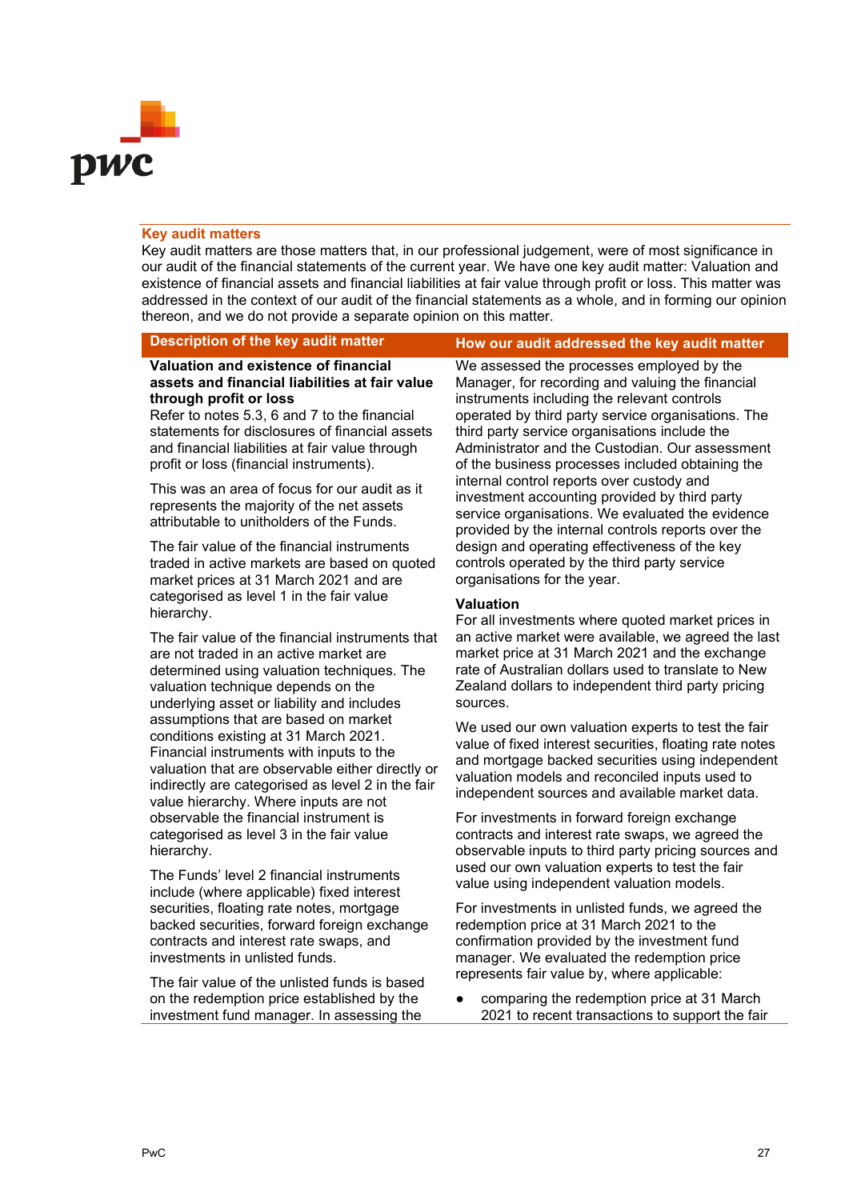## Key audit matters

Key audit matters are those matters that, in our professional judgement, were of most significance in our audit of the financial statements of the current year. We have one key audit matter: Valuation and existence of financial assets and financial liabilities at fair value through profit or loss. This matter was addressed in the context of our audit of the financial statements as a whole, and in forming our opinion thereon, and we do not provide a separate opinion on this matter.

| Description of the key audit matter | How our audit addressed the key audit matter |
| --- | --- |
| **Valuation and existence of financial assets and financial liabilities at fair value through profit or loss**<br>Refer to notes 5.3, 6 and 7 to the financial statements for disclosures of financial assets and financial liabilities at fair value through profit or loss (financial instruments).<br><br>This was an area of focus for our audit as it represents the majority of the net assets attributable to unitholders of the Funds.<br><br>The fair value of the financial instruments traded in active markets are based on quoted market prices at 31 March 2021 and are categorised as level 1 in the fair value hierarchy.<br><br>The fair value of the financial instruments that are not traded in an active market are determined using valuation techniques. The valuation technique depends on the underlying asset or liability and includes assumptions that are based on market conditions existing at 31 March 2021. Financial instruments with inputs to the valuation that are observable either directly or indirectly are categorised as level 2 in the fair value hierarchy. Where inputs are not observable the financial instrument is categorised as level 3 in the fair value hierarchy.<br><br>The Funds' level 2 financial instruments include (where applicable) fixed interest securities, floating rate notes, mortgage backed securities, forward foreign exchange contracts and interest rate swaps, and investments in unlisted funds.<br><br>The fair value of the unlisted funds is based on the redemption price established by the investment fund manager. In assessing the | We assessed the processes employed by the Manager, for recording and valuing the financial instruments including the relevant controls operated by third party service organisations. The third party service organisations include the Administrator and the Custodian. Our assessment of the business processes included obtaining the internal control reports over custody and investment accounting provided by third party service organisations. We evaluated the evidence provided by the internal controls reports over the design and operating effectiveness of the key controls operated by the third party service organisations for the year.<br><br>**Valuation**<br>For all investments where quoted market prices in an active market were available, we agreed the last market price at 31 March 2021 and the exchange rate of Australian dollars used to translate to New Zealand dollars to independent third party pricing sources.<br><br>We used our own valuation experts to test the fair value of fixed interest securities, floating rate notes and mortgage backed securities using independent valuation models and reconciled inputs used to independent sources and available market data.<br><br>For investments in forward foreign exchange contracts and interest rate swaps, we agreed the observable inputs to third party pricing sources and used our own valuation experts to test the fair value using independent valuation models.<br><br>For investments in unlisted funds, we agreed the redemption price at 31 March 2021 to the confirmation provided by the investment fund manager. We evaluated the redemption price represents fair value by, where applicable:<br><br>• comparing the redemption price at 31 March 2021 to recent transactions to support the fair |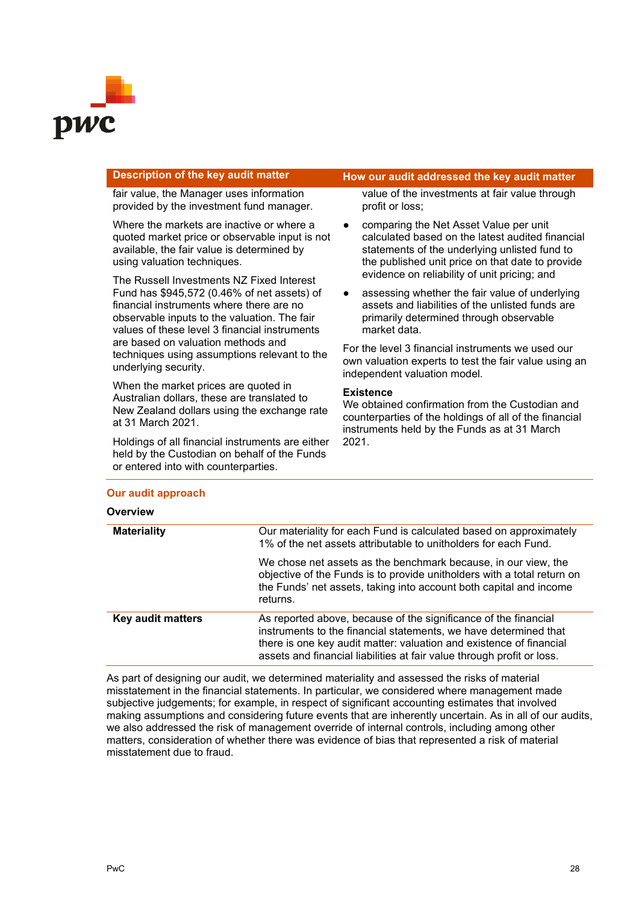| Description of the key audit matter | How our audit addressed the key audit matter |
|---|---|
| fair value, the Manager uses information provided by the investment fund manager.<br><br>Where the markets are inactive or where a quoted market price or observable input is not available, the fair value is determined by using valuation techniques.<br><br>The Russell Investments NZ Fixed Interest Fund has $945,572 (0.46% of net assets) of financial instruments where there are no observable inputs to the valuation. The fair values of these level 3 financial instruments are based on valuation methods and techniques using assumptions relevant to the underlying security.<br><br>When the market prices are quoted in Australian dollars, these are translated to New Zealand dollars using the exchange rate at 31 March 2021.<br><br>Holdings of all financial instruments are either held by the Custodian on behalf of the Funds or entered into with counterparties. | value of the investments at fair value through profit or loss;<br><br>• comparing the Net Asset Value per unit calculated based on the latest audited financial statements of the underlying unlisted fund to the published unit price on that date to provide evidence on reliability of unit pricing; and<br><br>• assessing whether the fair value of underlying assets and liabilities of the unlisted funds are primarily determined through observable market data.<br><br>For the level 3 financial instruments we used our own valuation experts to test the fair value using an independent valuation model.<br><br>**Existence**<br>We obtained confirmation from the Custodian and counterparties of the holdings of all of the financial instruments held by the Funds as at 31 March 2021. |

## Our audit approach

### Overview

| | |
|---|---|
| **Materiality** | Our materiality for each Fund is calculated based on approximately 1% of the net assets attributable to unitholders for each Fund.<br><br>We chose net assets as the benchmark because, in our view, the objective of the Funds is to provide unitholders with a total return on the Funds' net assets, taking into account both capital and income returns. |
| **Key audit matters** | As reported above, because of the significance of the financial instruments to the financial statements, we have determined that there is one key audit matter: valuation and existence of financial assets and financial liabilities at fair value through profit or loss. |

As part of designing our audit, we determined materiality and assessed the risks of material misstatement in the financial statements. In particular, we considered where management made subjective judgements; for example, in respect of significant accounting estimates that involved making assumptions and considering future events that are inherently uncertain. As in all of our audits, we also addressed the risk of management override of internal controls, including among other matters, consideration of whether there was evidence of bias that represented a risk of material misstatement due to fraud.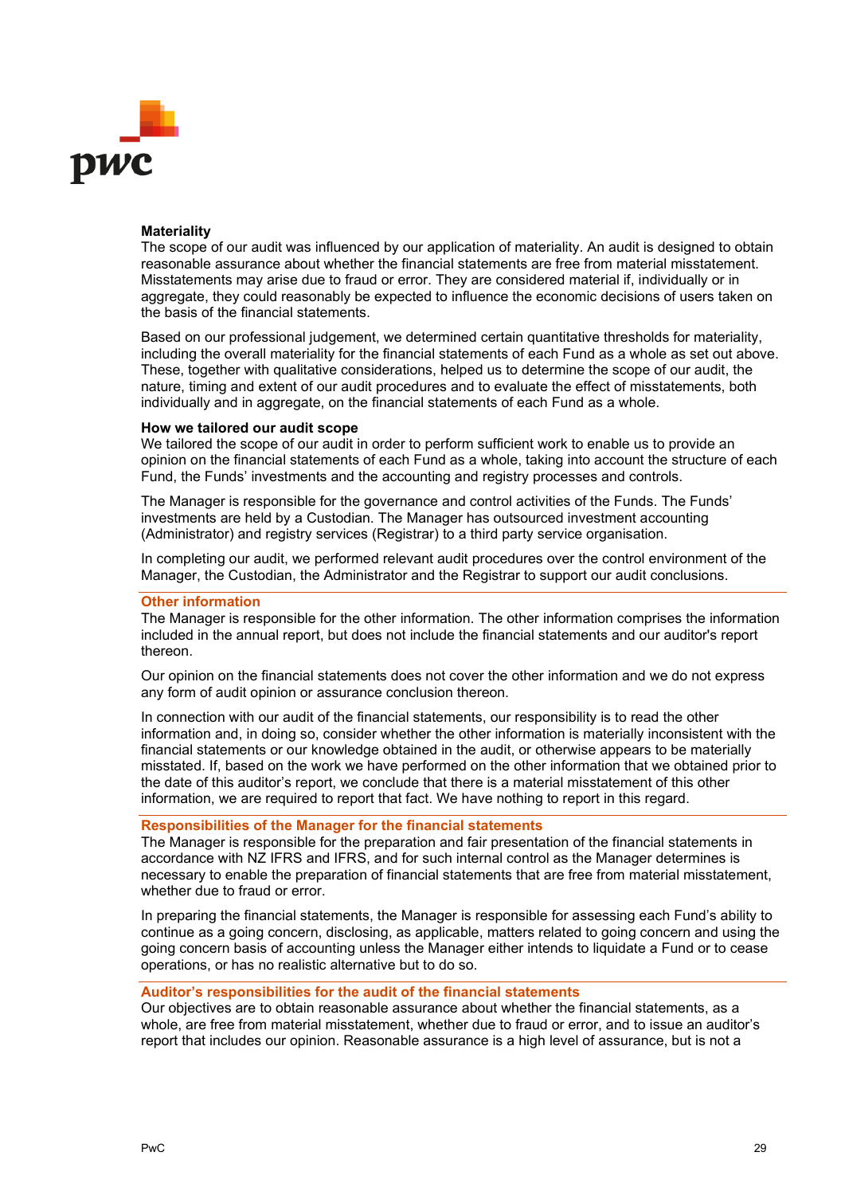**Materiality**

The scope of our audit was influenced by our application of materiality. An audit is designed to obtain reasonable assurance about whether the financial statements are free from material misstatement. Misstatements may arise due to fraud or error. They are considered material if, individually or in aggregate, they could reasonably be expected to influence the economic decisions of users taken on the basis of the financial statements.

Based on our professional judgement, we determined certain quantitative thresholds for materiality, including the overall materiality for the financial statements of each Fund as a whole as set out above. These, together with qualitative considerations, helped us to determine the scope of our audit, the nature, timing and extent of our audit procedures and to evaluate the effect of misstatements, both individually and in aggregate, on the financial statements of each Fund as a whole.

**How we tailored our audit scope**

We tailored the scope of our audit in order to perform sufficient work to enable us to provide an opinion on the financial statements of each Fund as a whole, taking into account the structure of each Fund, the Funds' investments and the accounting and registry processes and controls.

The Manager is responsible for the governance and control activities of the Funds. The Funds' investments are held by a Custodian. The Manager has outsourced investment accounting (Administrator) and registry services (Registrar) to a third party service organisation.

In completing our audit, we performed relevant audit procedures over the control environment of the Manager, the Custodian, the Administrator and the Registrar to support our audit conclusions.

## Other information

The Manager is responsible for the other information. The other information comprises the information included in the annual report, but does not include the financial statements and our auditor's report thereon.

Our opinion on the financial statements does not cover the other information and we do not express any form of audit opinion or assurance conclusion thereon.

In connection with our audit of the financial statements, our responsibility is to read the other information and, in doing so, consider whether the other information is materially inconsistent with the financial statements or our knowledge obtained in the audit, or otherwise appears to be materially misstated. If, based on the work we have performed on the other information that we obtained prior to the date of this auditor's report, we conclude that there is a material misstatement of this other information, we are required to report that fact. We have nothing to report in this regard.

## Responsibilities of the Manager for the financial statements

The Manager is responsible for the preparation and fair presentation of the financial statements in accordance with NZ IFRS and IFRS, and for such internal control as the Manager determines is necessary to enable the preparation of financial statements that are free from material misstatement, whether due to fraud or error.

In preparing the financial statements, the Manager is responsible for assessing each Fund's ability to continue as a going concern, disclosing, as applicable, matters related to going concern and using the going concern basis of accounting unless the Manager either intends to liquidate a Fund or to cease operations, or has no realistic alternative but to do so.

## Auditor's responsibilities for the audit of the financial statements

Our objectives are to obtain reasonable assurance about whether the financial statements, as a whole, are free from material misstatement, whether due to fraud or error, and to issue an auditor's report that includes our opinion. Reasonable assurance is a high level of assurance, but is not a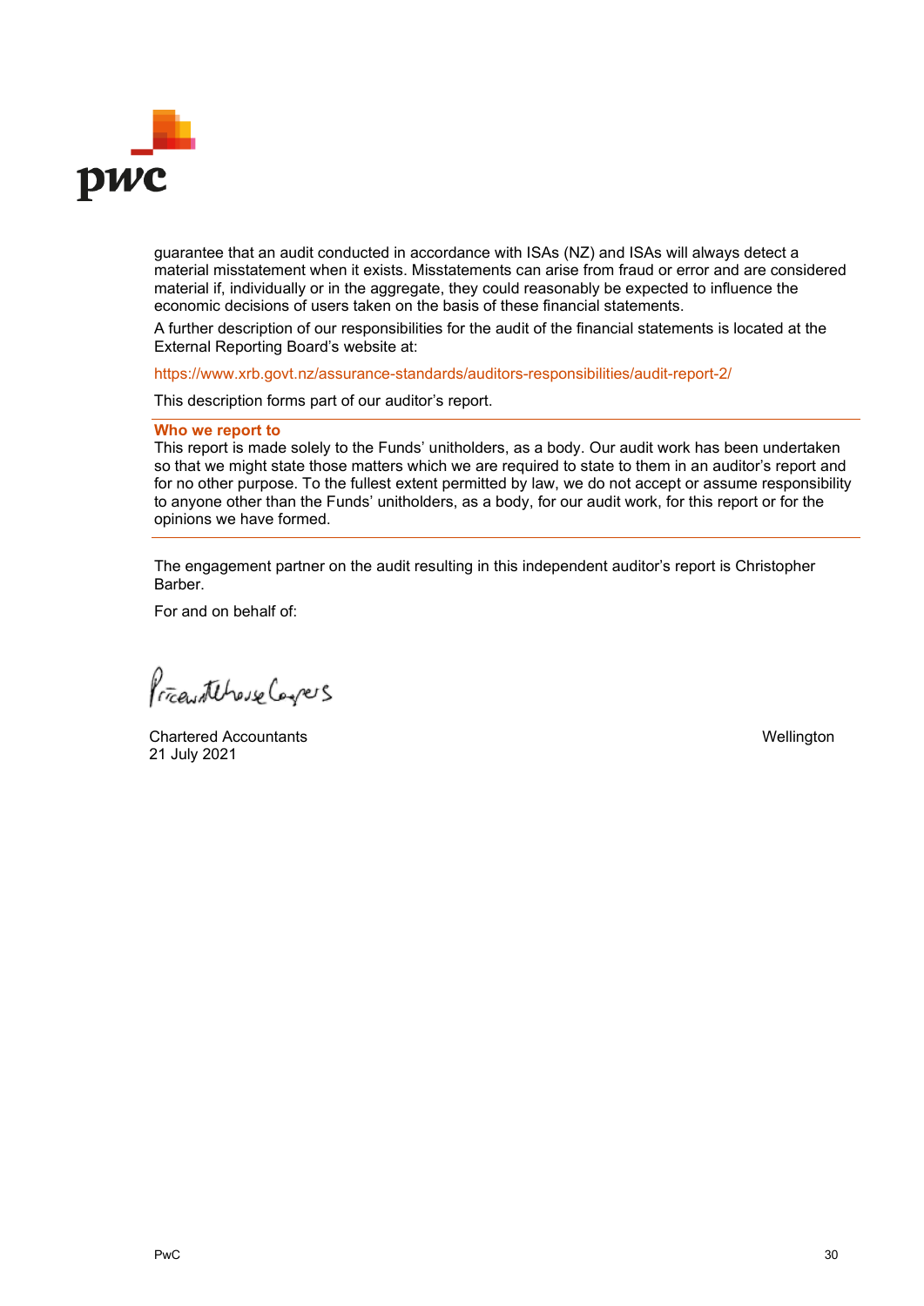guarantee that an audit conducted in accordance with ISAs (NZ) and ISAs will always detect a material misstatement when it exists. Misstatements can arise from fraud or error and are considered material if, individually or in the aggregate, they could reasonably be expected to influence the economic decisions of users taken on the basis of these financial statements.

A further description of our responsibilities for the audit of the financial statements is located at the External Reporting Board's website at:

https://www.xrb.govt.nz/assurance-standards/auditors-responsibilities/audit-report-2/

This description forms part of our auditor's report.

## Who we report to

This report is made solely to the Funds' unitholders, as a body. Our audit work has been undertaken so that we might state those matters which we are required to state to them in an auditor's report and for no other purpose. To the fullest extent permitted by law, we do not accept or assume responsibility to anyone other than the Funds' unitholders, as a body, for our audit work, for this report or for the opinions we have formed.

The engagement partner on the audit resulting in this independent auditor's report is Christopher Barber.

For and on behalf of:

PricewaterhouseCoopers

Chartered Accountants
21 July 2021

Wellington